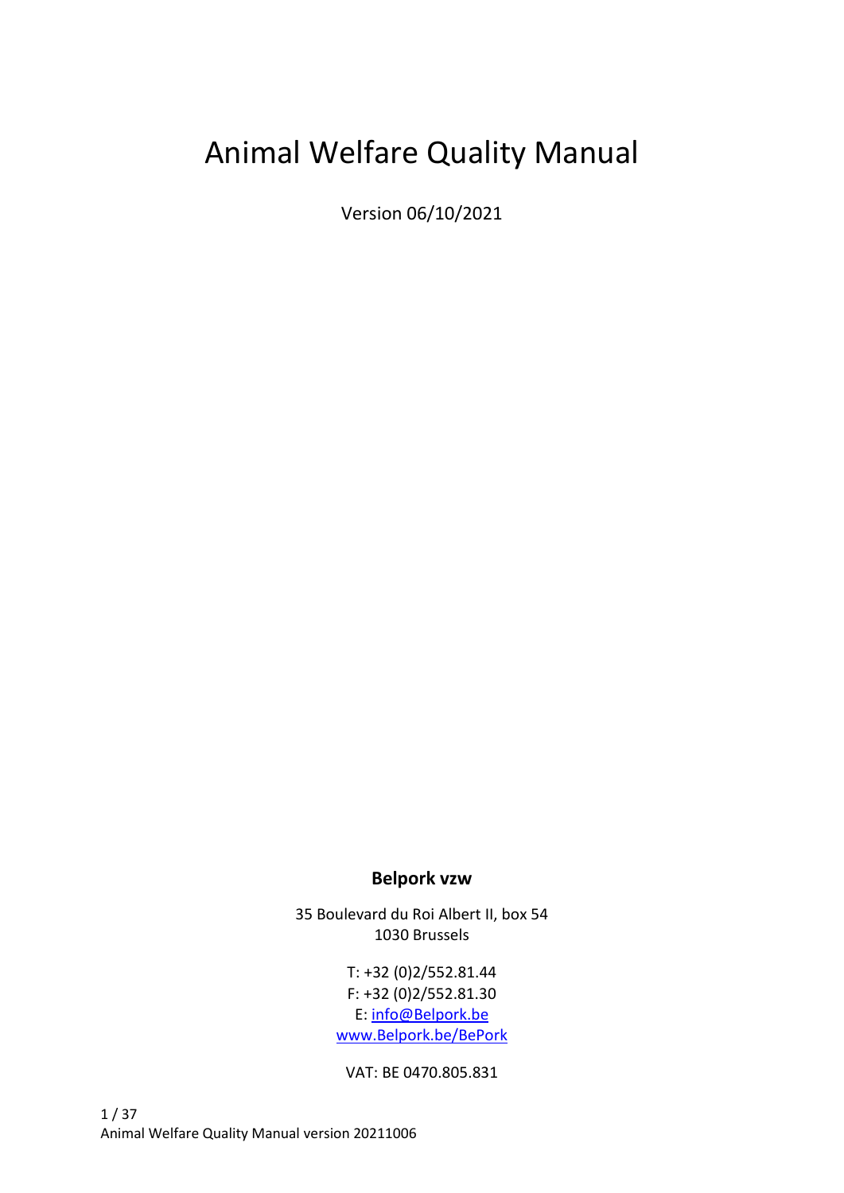# Animal Welfare Quality Manual

Version 06/10/2021

**Belpork vzw**

35 Boulevard du Roi Albert II, box 54
1030 Brussels

T: +32 (0)2/552.81.44
F: +32 (0)2/552.81.30
E: info@Belpork.be
www.Belpork.be/BePork

VAT: BE 0470.805.831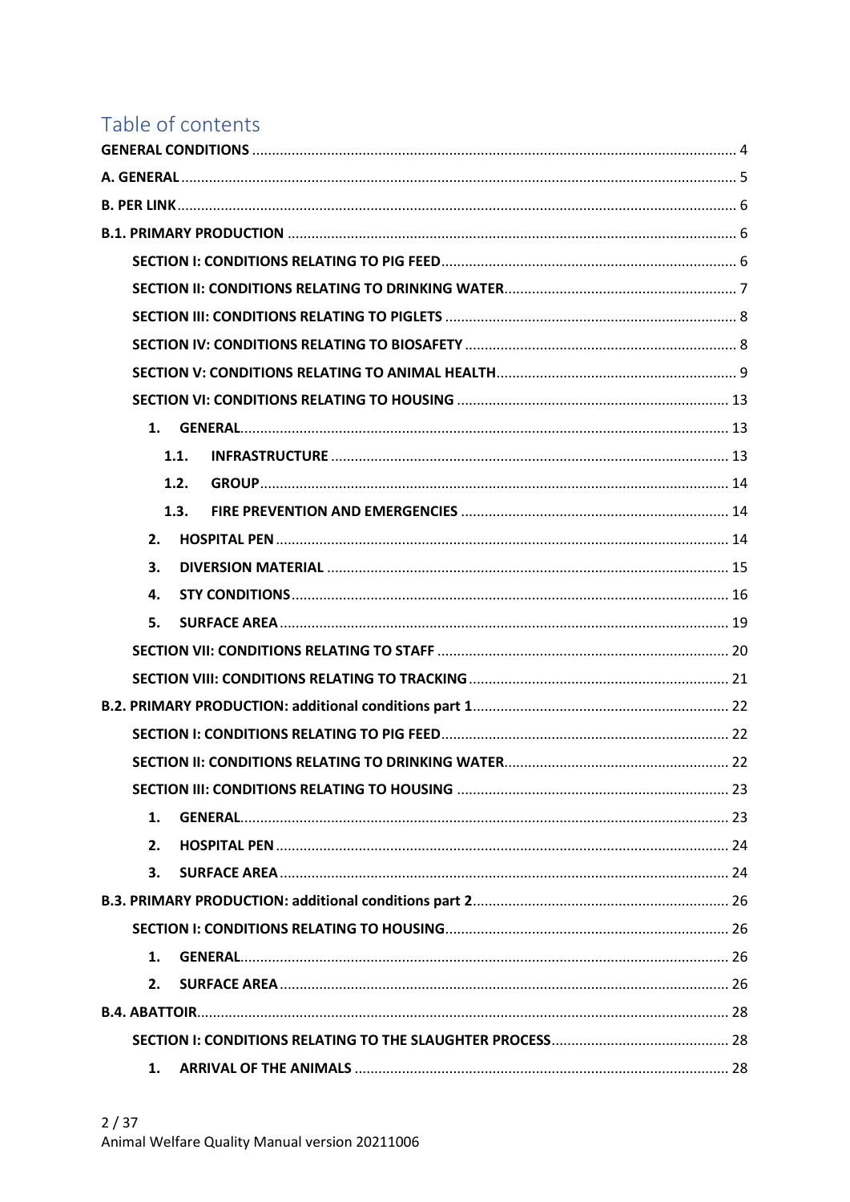# Table of contents

**GENERAL CONDITIONS** ..... 4

**A. GENERAL** ..... 5

**B. PER LINK** ..... 6

**B.1. PRIMARY PRODUCTION** ..... 6

- **SECTION I: CONDITIONS RELATING TO PIG FEED** ..... 6
- **SECTION II: CONDITIONS RELATING TO DRINKING WATER** ..... 7
- **SECTION III: CONDITIONS RELATING TO PIGLETS** ..... 8
- **SECTION IV: CONDITIONS RELATING TO BIOSAFETY** ..... 8
- **SECTION V: CONDITIONS RELATING TO ANIMAL HEALTH** ..... 9
- **SECTION VI: CONDITIONS RELATING TO HOUSING** ..... 13
  - **1. GENERAL** ..... 13
    - **1.1. INFRASTRUCTURE** ..... 13
    - **1.2. GROUP** ..... 14
    - **1.3. FIRE PREVENTION AND EMERGENCIES** ..... 14
  - **2. HOSPITAL PEN** ..... 14
  - **3. DIVERSION MATERIAL** ..... 15
  - **4. STY CONDITIONS** ..... 16
  - **5. SURFACE AREA** ..... 19
- **SECTION VII: CONDITIONS RELATING TO STAFF** ..... 20
- **SECTION VIII: CONDITIONS RELATING TO TRACKING** ..... 21

**B.2. PRIMARY PRODUCTION: additional conditions part 1** ..... 22

- **SECTION I: CONDITIONS RELATING TO PIG FEED** ..... 22
- **SECTION II: CONDITIONS RELATING TO DRINKING WATER** ..... 22
- **SECTION III: CONDITIONS RELATING TO HOUSING** ..... 23
  - **1. GENERAL** ..... 23
  - **2. HOSPITAL PEN** ..... 24
  - **3. SURFACE AREA** ..... 24

**B.3. PRIMARY PRODUCTION: additional conditions part 2** ..... 26

- **SECTION I: CONDITIONS RELATING TO HOUSING** ..... 26
  - **1. GENERAL** ..... 26
  - **2. SURFACE AREA** ..... 26

**B.4. ABATTOIR** ..... 28

- **SECTION I: CONDITIONS RELATING TO THE SLAUGHTER PROCESS** ..... 28
  - **1. ARRIVAL OF THE ANIMALS** ..... 28

Animal Welfare Quality Manual version 20211006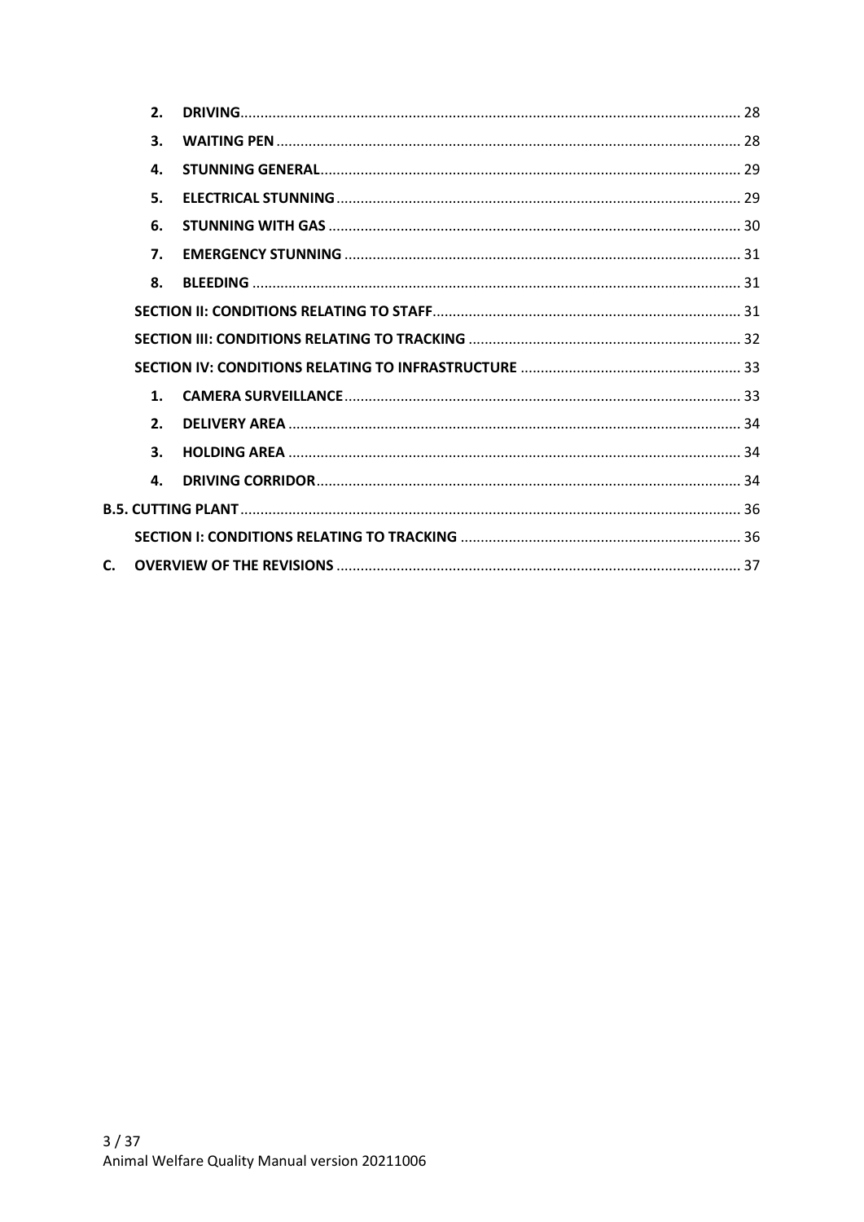2. **DRIVING** ... 28
3. **WAITING PEN** ... 28
4. **STUNNING GENERAL** ... 29
5. **ELECTRICAL STUNNING** ... 29
6. **STUNNING WITH GAS** ... 30
7. **EMERGENCY STUNNING** ... 31
8. **BLEEDING** ... 31

**SECTION II: CONDITIONS RELATING TO STAFF** ... 31

**SECTION III: CONDITIONS RELATING TO TRACKING** ... 32

**SECTION IV: CONDITIONS RELATING TO INFRASTRUCTURE** ... 33

1. **CAMERA SURVEILLANCE** ... 33
2. **DELIVERY AREA** ... 34
3. **HOLDING AREA** ... 34
4. **DRIVING CORRIDOR** ... 34

**B.5. CUTTING PLANT** ... 36

**SECTION I: CONDITIONS RELATING TO TRACKING** ... 36

**C. OVERVIEW OF THE REVISIONS** ... 37

Animal Welfare Quality Manual version 20211006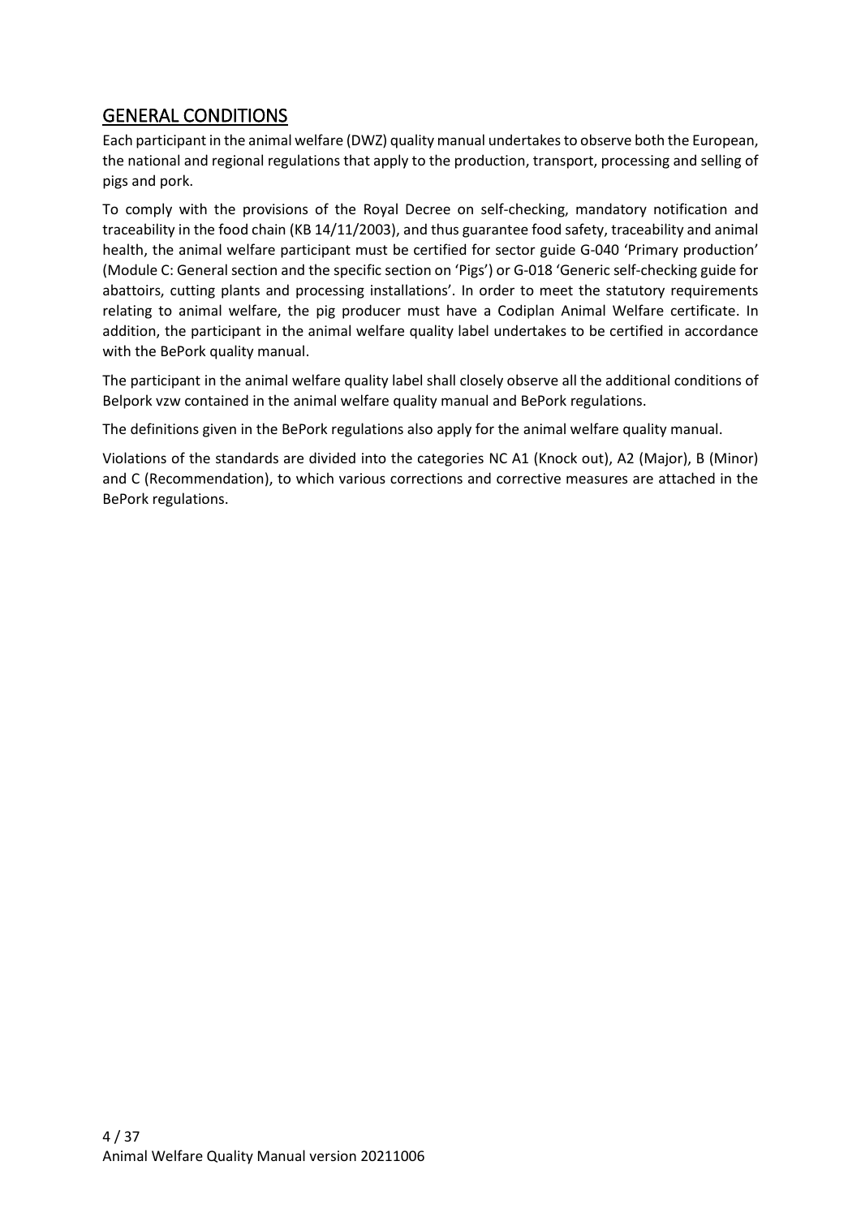## GENERAL CONDITIONS

Each participant in the animal welfare (DWZ) quality manual undertakes to observe both the European, the national and regional regulations that apply to the production, transport, processing and selling of pigs and pork.

To comply with the provisions of the Royal Decree on self-checking, mandatory notification and traceability in the food chain (KB 14/11/2003), and thus guarantee food safety, traceability and animal health, the animal welfare participant must be certified for sector guide G-040 'Primary production' (Module C: General section and the specific section on 'Pigs') or G-018 'Generic self-checking guide for abattoirs, cutting plants and processing installations'. In order to meet the statutory requirements relating to animal welfare, the pig producer must have a Codiplan Animal Welfare certificate. In addition, the participant in the animal welfare quality label undertakes to be certified in accordance with the BePork quality manual.

The participant in the animal welfare quality label shall closely observe all the additional conditions of Belpork vzw contained in the animal welfare quality manual and BePork regulations.

The definitions given in the BePork regulations also apply for the animal welfare quality manual.

Violations of the standards are divided into the categories NC A1 (Knock out), A2 (Major), B (Minor) and C (Recommendation), to which various corrections and corrective measures are attached in the BePork regulations.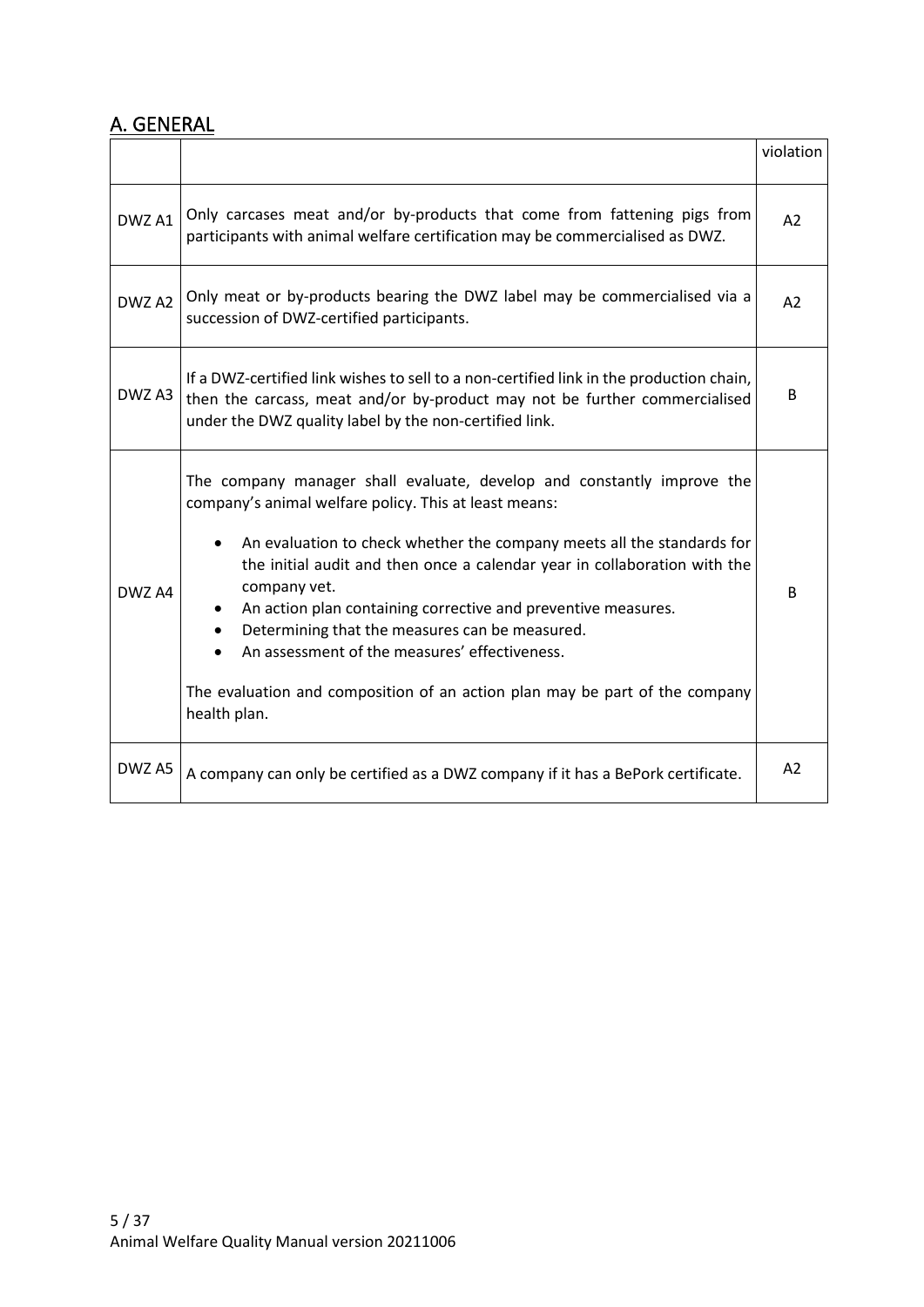## A. GENERAL

| | | violation |
|---|---|---|
| DWZ A1 | Only carcases meat and/or by-products that come from fattening pigs from participants with animal welfare certification may be commercialised as DWZ. | A2 |
| DWZ A2 | Only meat or by-products bearing the DWZ label may be commercialised via a succession of DWZ-certified participants. | A2 |
| DWZ A3 | If a DWZ-certified link wishes to sell to a non-certified link in the production chain, then the carcass, meat and/or by-product may not be further commercialised under the DWZ quality label by the non-certified link. | B |
| DWZ A4 | The company manager shall evaluate, develop and constantly improve the company's animal welfare policy. This at least means:<br>• An evaluation to check whether the company meets all the standards for the initial audit and then once a calendar year in collaboration with the company vet.<br>• An action plan containing corrective and preventive measures.<br>• Determining that the measures can be measured.<br>• An assessment of the measures' effectiveness.<br><br>The evaluation and composition of an action plan may be part of the company health plan. | B |
| DWZ A5 | A company can only be certified as a DWZ company if it has a BePork certificate. | A2 |

Animal Welfare Quality Manual version 20211006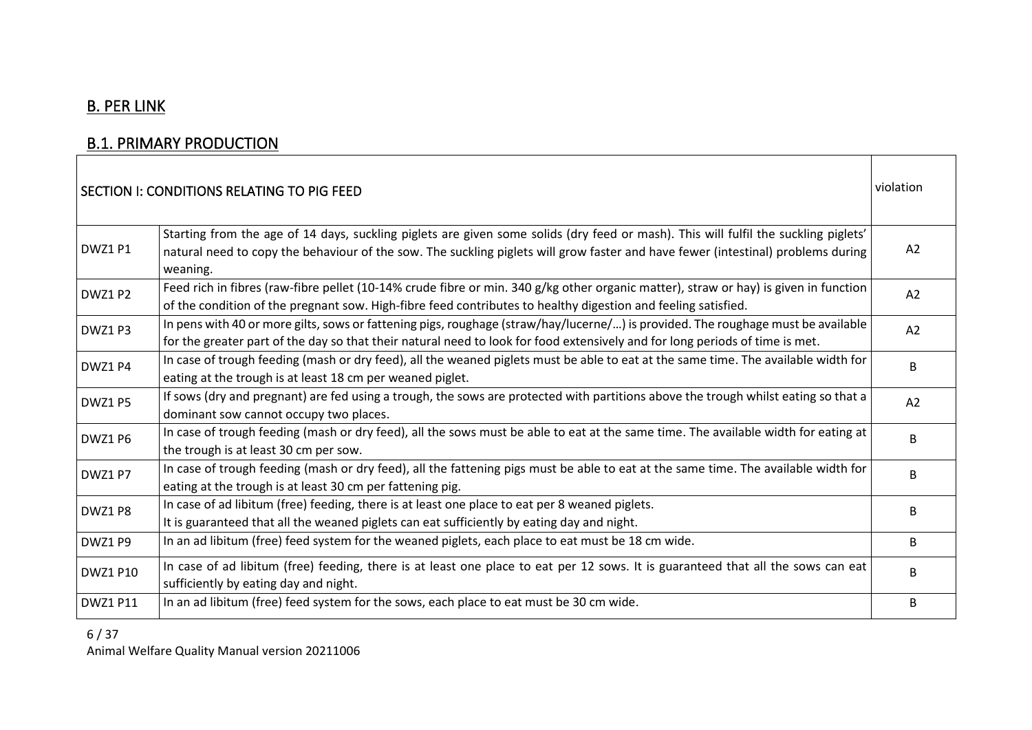## B. PER LINK

## B.1. PRIMARY PRODUCTION

| SECTION I: CONDITIONS RELATING TO PIG FEED | | violation |
|---|---|---|
| DWZ1 P1 | Starting from the age of 14 days, suckling piglets are given some solids (dry feed or mash). This will fulfil the suckling piglets' natural need to copy the behaviour of the sow. The suckling piglets will grow faster and have fewer (intestinal) problems during weaning. | A2 |
| DWZ1 P2 | Feed rich in fibres (raw-fibre pellet (10-14% crude fibre or min. 340 g/kg other organic matter), straw or hay) is given in function of the condition of the pregnant sow. High-fibre feed contributes to healthy digestion and feeling satisfied. | A2 |
| DWZ1 P3 | In pens with 40 or more gilts, sows or fattening pigs, roughage (straw/hay/lucerne/…) is provided. The roughage must be available for the greater part of the day so that their natural need to look for food extensively and for long periods of time is met. | A2 |
| DWZ1 P4 | In case of trough feeding (mash or dry feed), all the weaned piglets must be able to eat at the same time. The available width for eating at the trough is at least 18 cm per weaned piglet. | B |
| DWZ1 P5 | If sows (dry and pregnant) are fed using a trough, the sows are protected with partitions above the trough whilst eating so that a dominant sow cannot occupy two places. | A2 |
| DWZ1 P6 | In case of trough feeding (mash or dry feed), all the sows must be able to eat at the same time. The available width for eating at the trough is at least 30 cm per sow. | B |
| DWZ1 P7 | In case of trough feeding (mash or dry feed), all the fattening pigs must be able to eat at the same time. The available width for eating at the trough is at least 30 cm per fattening pig. | B |
| DWZ1 P8 | In case of ad libitum (free) feeding, there is at least one place to eat per 8 weaned piglets.<br>It is guaranteed that all the weaned piglets can eat sufficiently by eating day and night. | B |
| DWZ1 P9 | In an ad libitum (free) feed system for the weaned piglets, each place to eat must be 18 cm wide. | B |
| DWZ1 P10 | In case of ad libitum (free) feeding, there is at least one place to eat per 12 sows. It is guaranteed that all the sows can eat sufficiently by eating day and night. | B |
| DWZ1 P11 | In an ad libitum (free) feed system for the sows, each place to eat must be 30 cm wide. | B |

Animal Welfare Quality Manual version 20211006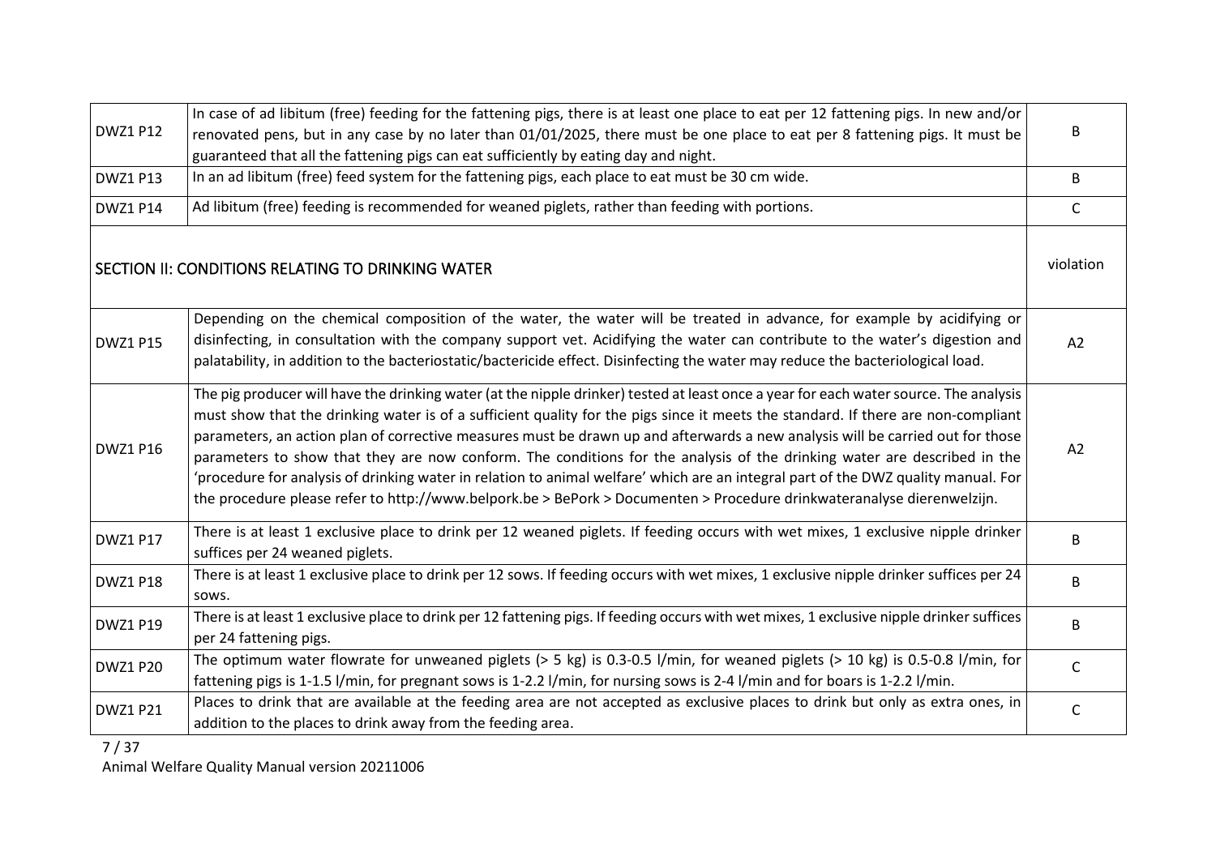| | | |
|---|---|---|
| DWZ1 P12 | In case of ad libitum (free) feeding for the fattening pigs, there is at least one place to eat per 12 fattening pigs. In new and/or renovated pens, but in any case by no later than 01/01/2025, there must be one place to eat per 8 fattening pigs. It must be guaranteed that all the fattening pigs can eat sufficiently by eating day and night. | B |
| DWZ1 P13 | In an ad libitum (free) feed system for the fattening pigs, each place to eat must be 30 cm wide. | B |
| DWZ1 P14 | Ad libitum (free) feeding is recommended for weaned piglets, rather than feeding with portions. | C |
| SECTION II: CONDITIONS RELATING TO DRINKING WATER | | violation |
| DWZ1 P15 | Depending on the chemical composition of the water, the water will be treated in advance, for example by acidifying or disinfecting, in consultation with the company support vet. Acidifying the water can contribute to the water's digestion and palatability, in addition to the bacteriostatic/bactericide effect. Disinfecting the water may reduce the bacteriological load. | A2 |
| DWZ1 P16 | The pig producer will have the drinking water (at the nipple drinker) tested at least once a year for each water source. The analysis must show that the drinking water is of a sufficient quality for the pigs since it meets the standard. If there are non-compliant parameters, an action plan of corrective measures must be drawn up and afterwards a new analysis will be carried out for those parameters to show that they are now conform. The conditions for the analysis of the drinking water are described in the 'procedure for analysis of drinking water in relation to animal welfare' which are an integral part of the DWZ quality manual. For the procedure please refer to http://www.belpork.be > BePork > Documenten > Procedure drinkwateranalyse dierenwelzijn. | A2 |
| DWZ1 P17 | There is at least 1 exclusive place to drink per 12 weaned piglets. If feeding occurs with wet mixes, 1 exclusive nipple drinker suffices per 24 weaned piglets. | B |
| DWZ1 P18 | There is at least 1 exclusive place to drink per 12 sows. If feeding occurs with wet mixes, 1 exclusive nipple drinker suffices per 24 sows. | B |
| DWZ1 P19 | There is at least 1 exclusive place to drink per 12 fattening pigs. If feeding occurs with wet mixes, 1 exclusive nipple drinker suffices per 24 fattening pigs. | B |
| DWZ1 P20 | The optimum water flowrate for unweaned piglets (> 5 kg) is 0.3-0.5 l/min, for weaned piglets (> 10 kg) is 0.5-0.8 l/min, for fattening pigs is 1-1.5 l/min, for pregnant sows is 1-2.2 l/min, for nursing sows is 2-4 l/min and for boars is 1-2.2 l/min. | C |
| DWZ1 P21 | Places to drink that are available at the feeding area are not accepted as exclusive places to drink but only as extra ones, in addition to the places to drink away from the feeding area. | C |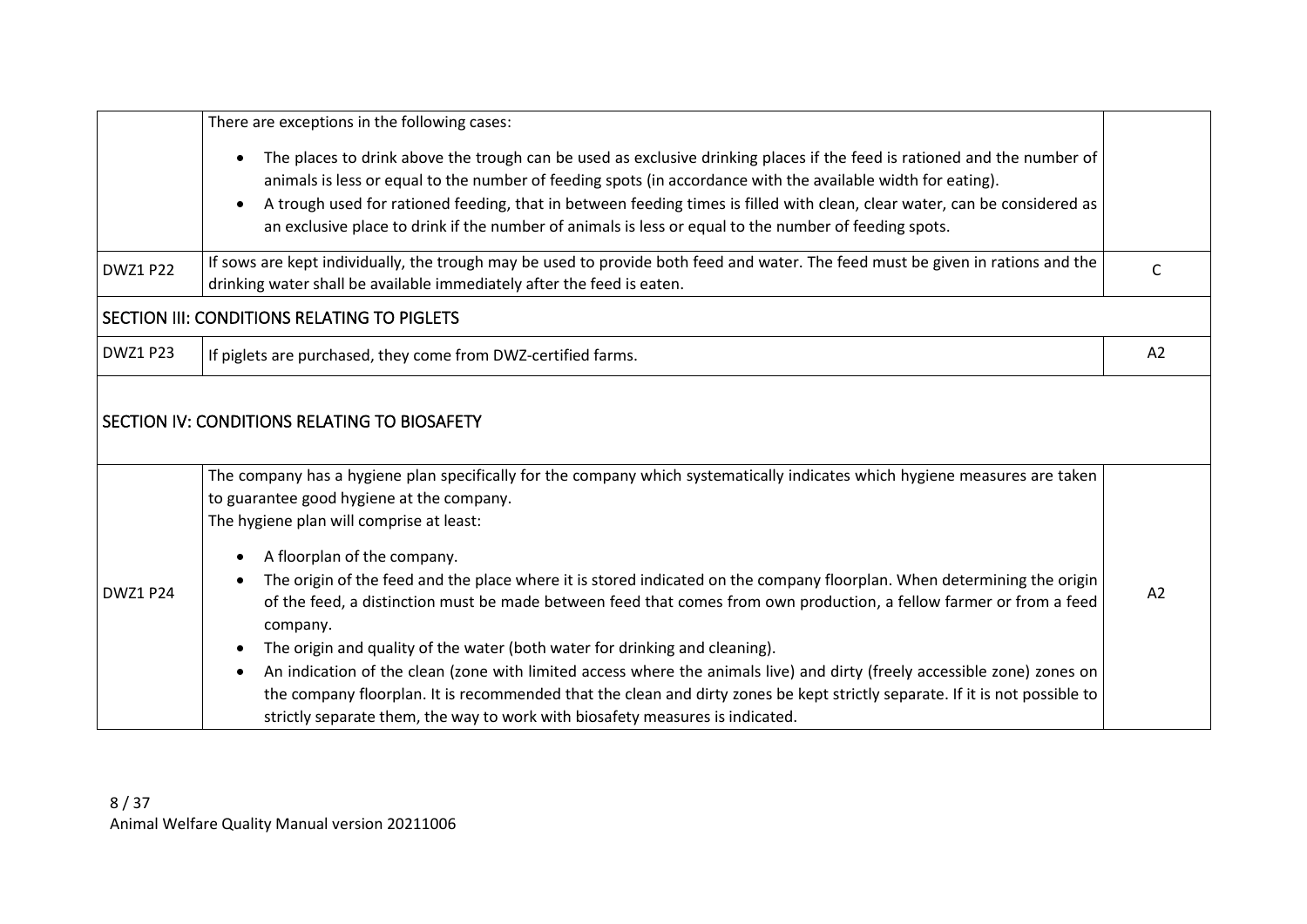| | | |
|---|---|---|
| | There are exceptions in the following cases:<br><ul><li>The places to drink above the trough can be used as exclusive drinking places if the feed is rationed and the number of animals is less or equal to the number of feeding spots (in accordance with the available width for eating).</li><li>A trough used for rationed feeding, that in between feeding times is filled with clean, clear water, can be considered as an exclusive place to drink if the number of animals is less or equal to the number of feeding spots.</li></ul> | |
| DWZ1 P22 | If sows are kept individually, the trough may be used to provide both feed and water. The feed must be given in rations and the drinking water shall be available immediately after the feed is eaten. | C |
| SECTION III: CONDITIONS RELATING TO PIGLETS | | |
| DWZ1 P23 | If piglets are purchased, they come from DWZ-certified farms. | A2 |
| SECTION IV: CONDITIONS RELATING TO BIOSAFETY | | |
| DWZ1 P24 | The company has a hygiene plan specifically for the company which systematically indicates which hygiene measures are taken to guarantee good hygiene at the company.<br>The hygiene plan will comprise at least:<br><ul><li>A floorplan of the company.</li><li>The origin of the feed and the place where it is stored indicated on the company floorplan. When determining the origin of the feed, a distinction must be made between feed that comes from own production, a fellow farmer or from a feed company.</li><li>The origin and quality of the water (both water for drinking and cleaning).</li><li>An indication of the clean (zone with limited access where the animals live) and dirty (freely accessible zone) zones on the company floorplan. It is recommended that the clean and dirty zones be kept strictly separate. If it is not possible to strictly separate them, the way to work with biosafety measures is indicated.</li></ul> | A2 |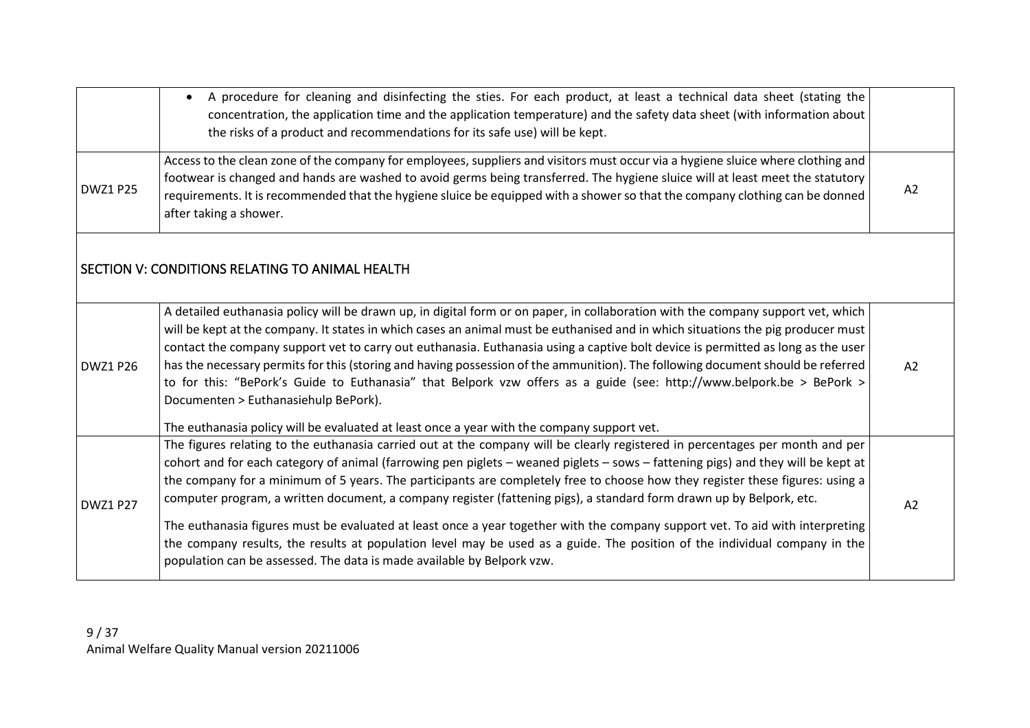| | | |
|---|---|---|
| | • A procedure for cleaning and disinfecting the sties. For each product, at least a technical data sheet (stating the concentration, the application time and the application temperature) and the safety data sheet (with information about the risks of a product and recommendations for its safe use) will be kept. | |
| DWZ1 P25 | Access to the clean zone of the company for employees, suppliers and visitors must occur via a hygiene sluice where clothing and footwear is changed and hands are washed to avoid germs being transferred. The hygiene sluice will at least meet the statutory requirements. It is recommended that the hygiene sluice be equipped with a shower so that the company clothing can be donned after taking a shower. | A2 |
| **SECTION V: CONDITIONS RELATING TO ANIMAL HEALTH** | | |
| DWZ1 P26 | A detailed euthanasia policy will be drawn up, in digital form or on paper, in collaboration with the company support vet, which will be kept at the company. It states in which cases an animal must be euthanised and in which situations the pig producer must contact the company support vet to carry out euthanasia. Euthanasia using a captive bolt device is permitted as long as the user has the necessary permits for this (storing and having possession of the ammunition). The following document should be referred to for this: "BePork's Guide to Euthanasia" that Belpork vzw offers as a guide (see: http://www.belpork.be > BePork > Documenten > Euthanasiehulp BePork).<br><br>The euthanasia policy will be evaluated at least once a year with the company support vet. | A2 |
| DWZ1 P27 | The figures relating to the euthanasia carried out at the company will be clearly registered in percentages per month and per cohort and for each category of animal (farrowing pen piglets – weaned piglets – sows – fattening pigs) and they will be kept at the company for a minimum of 5 years. The participants are completely free to choose how they register these figures: using a computer program, a written document, a company register (fattening pigs), a standard form drawn up by Belpork, etc.<br><br>The euthanasia figures must be evaluated at least once a year together with the company support vet. To aid with interpreting the company results, the results at population level may be used as a guide. The position of the individual company in the population can be assessed. The data is made available by Belpork vzw. | A2 |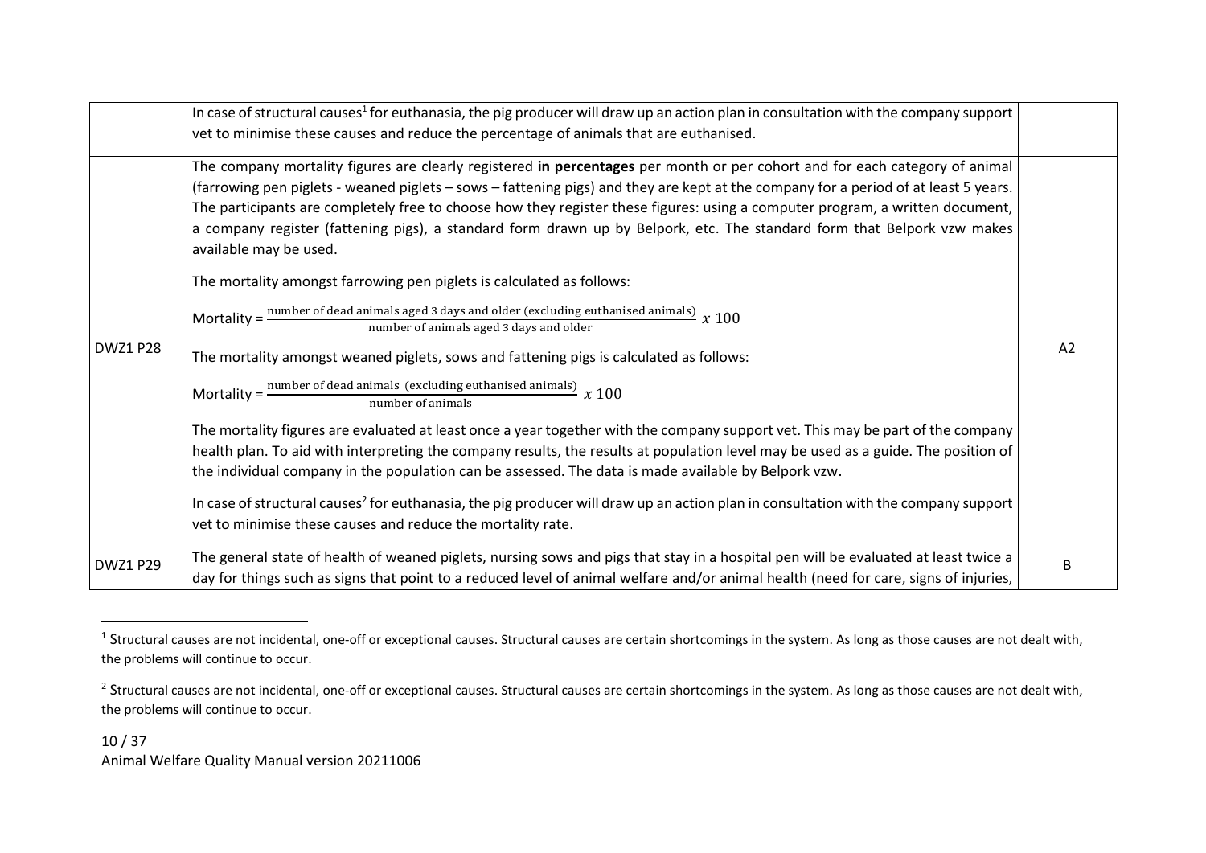| | | |
|---|---|---|
| | In case of structural causes[1] for euthanasia, the pig producer will draw up an action plan in consultation with the company support vet to minimise these causes and reduce the percentage of animals that are euthanised. | |
| DWZ1 P28 | The company mortality figures are clearly registered **<u>in percentages</u>** per month or per cohort and for each category of animal (farrowing pen piglets - weaned piglets – sows – fattening pigs) and they are kept at the company for a period of at least 5 years. The participants are completely free to choose how they register these figures: using a computer program, a written document, a company register (fattening pigs), a standard form drawn up by Belpork, etc. The standard form that Belpork vzw makes available may be used.<br><br>The mortality amongst farrowing pen piglets is calculated as follows:<br><br>Mortality = $\frac{\text{number of dead animals aged 3 days and older (excluding euthanised animals)}}{\text{number of animals aged 3 days and older}} \; x\ 100$<br><br>The mortality amongst weaned piglets, sows and fattening pigs is calculated as follows:<br><br>Mortality = $\frac{\text{number of dead animals (excluding euthanised animals)}}{\text{number of animals}} \; x\ 100$<br><br>The mortality figures are evaluated at least once a year together with the company support vet. This may be part of the company health plan. To aid with interpreting the company results, the results at population level may be used as a guide. The position of the individual company in the population can be assessed. The data is made available by Belpork vzw.<br><br>In case of structural causes[2] for euthanasia, the pig producer will draw up an action plan in consultation with the company support vet to minimise these causes and reduce the mortality rate. | A2 |
| DWZ1 P29 | The general state of health of weaned piglets, nursing sows and pigs that stay in a hospital pen will be evaluated at least twice a day for things such as signs that point to a reduced level of animal welfare and/or animal health (need for care, signs of injuries, | B |

[1] Structural causes are not incidental, one-off or exceptional causes. Structural causes are certain shortcomings in the system. As long as those causes are not dealt with, the problems will continue to occur.

[2] Structural causes are not incidental, one-off or exceptional causes. Structural causes are certain shortcomings in the system. As long as those causes are not dealt with, the problems will continue to occur.

Animal Welfare Quality Manual version 20211006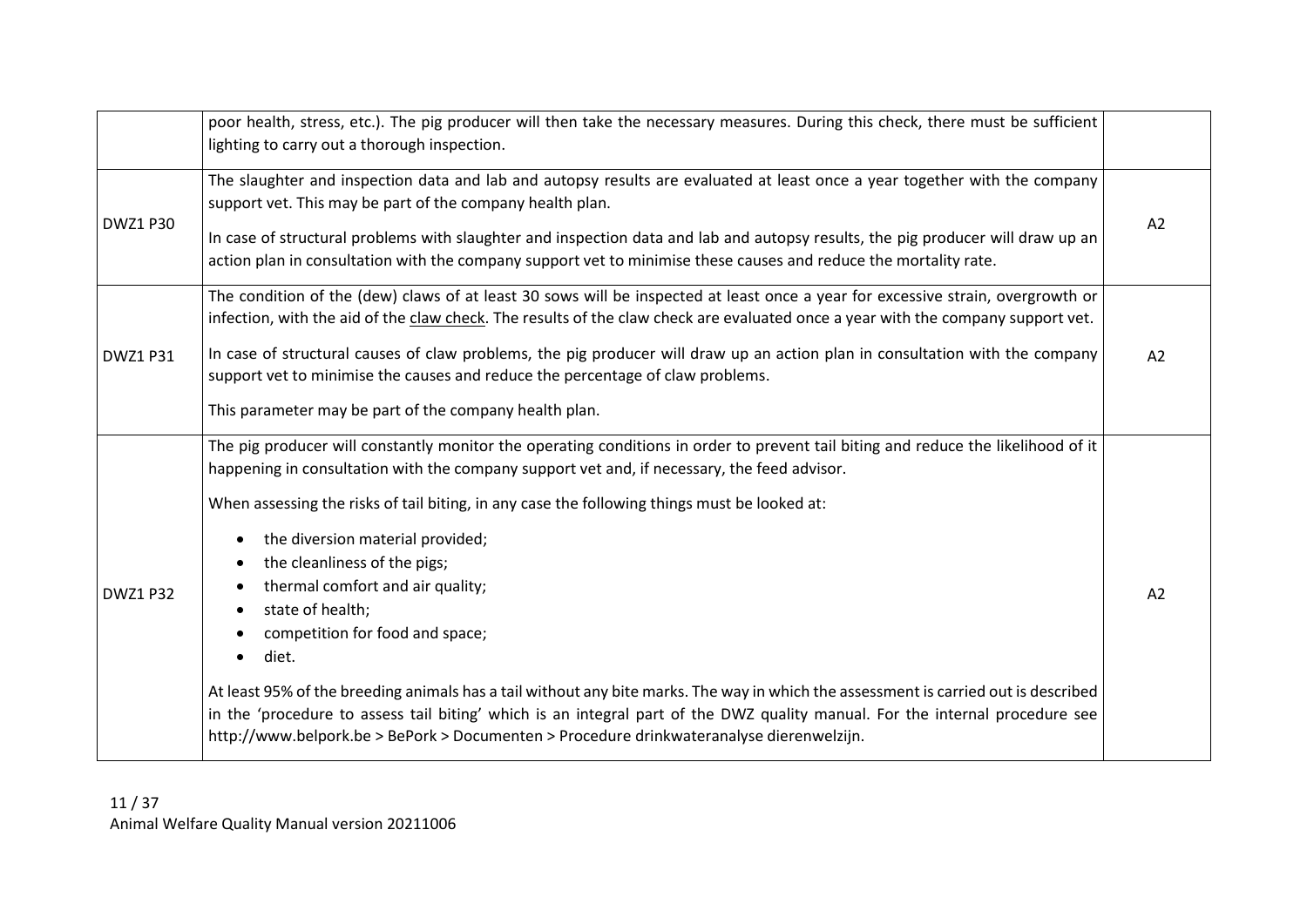| | | |
|---|---|---|
| | poor health, stress, etc.). The pig producer will then take the necessary measures. During this check, there must be sufficient lighting to carry out a thorough inspection. | |
| DWZ1 P30 | The slaughter and inspection data and lab and autopsy results are evaluated at least once a year together with the company support vet. This may be part of the company health plan.<br><br>In case of structural problems with slaughter and inspection data and lab and autopsy results, the pig producer will draw up an action plan in consultation with the company support vet to minimise these causes and reduce the mortality rate. | A2 |
| DWZ1 P31 | The condition of the (dew) claws of at least 30 sows will be inspected at least once a year for excessive strain, overgrowth or infection, with the aid of the claw check. The results of the claw check are evaluated once a year with the company support vet.<br><br>In case of structural causes of claw problems, the pig producer will draw up an action plan in consultation with the company support vet to minimise the causes and reduce the percentage of claw problems.<br><br>This parameter may be part of the company health plan. | A2 |
| DWZ1 P32 | The pig producer will constantly monitor the operating conditions in order to prevent tail biting and reduce the likelihood of it happening in consultation with the company support vet and, if necessary, the feed advisor.<br><br>When assessing the risks of tail biting, in any case the following things must be looked at:<br><br>• the diversion material provided;<br>• the cleanliness of the pigs;<br>• thermal comfort and air quality;<br>• state of health;<br>• competition for food and space;<br>• diet.<br><br>At least 95% of the breeding animals has a tail without any bite marks. The way in which the assessment is carried out is described in the 'procedure to assess tail biting' which is an integral part of the DWZ quality manual. For the internal procedure see http://www.belpork.be > BePork > Documenten > Procedure drinkwateranalyse dierenwelzijn. | A2 |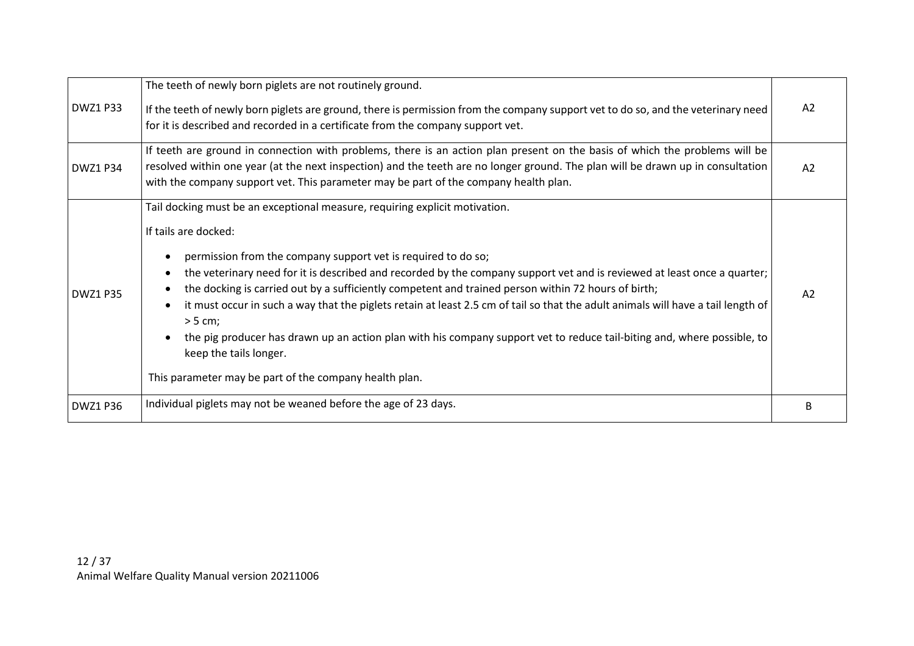| | | |
|---|---|---|
| DWZ1 P33 | The teeth of newly born piglets are not routinely ground.<br><br>If the teeth of newly born piglets are ground, there is permission from the company support vet to do so, and the veterinary need for it is described and recorded in a certificate from the company support vet. | A2 |
| DWZ1 P34 | If teeth are ground in connection with problems, there is an action plan present on the basis of which the problems will be resolved within one year (at the next inspection) and the teeth are no longer ground. The plan will be drawn up in consultation with the company support vet. This parameter may be part of the company health plan. | A2 |
| DWZ1 P35 | Tail docking must be an exceptional measure, requiring explicit motivation.<br><br>If tails are docked:<br><br>• permission from the company support vet is required to do so;<br>• the veterinary need for it is described and recorded by the company support vet and is reviewed at least once a quarter;<br>• the docking is carried out by a sufficiently competent and trained person within 72 hours of birth;<br>• it must occur in such a way that the piglets retain at least 2.5 cm of tail so that the adult animals will have a tail length of > 5 cm;<br>• the pig producer has drawn up an action plan with his company support vet to reduce tail-biting and, where possible, to keep the tails longer.<br><br>This parameter may be part of the company health plan. | A2 |
| DWZ1 P36 | Individual piglets may not be weaned before the age of 23 days. | B |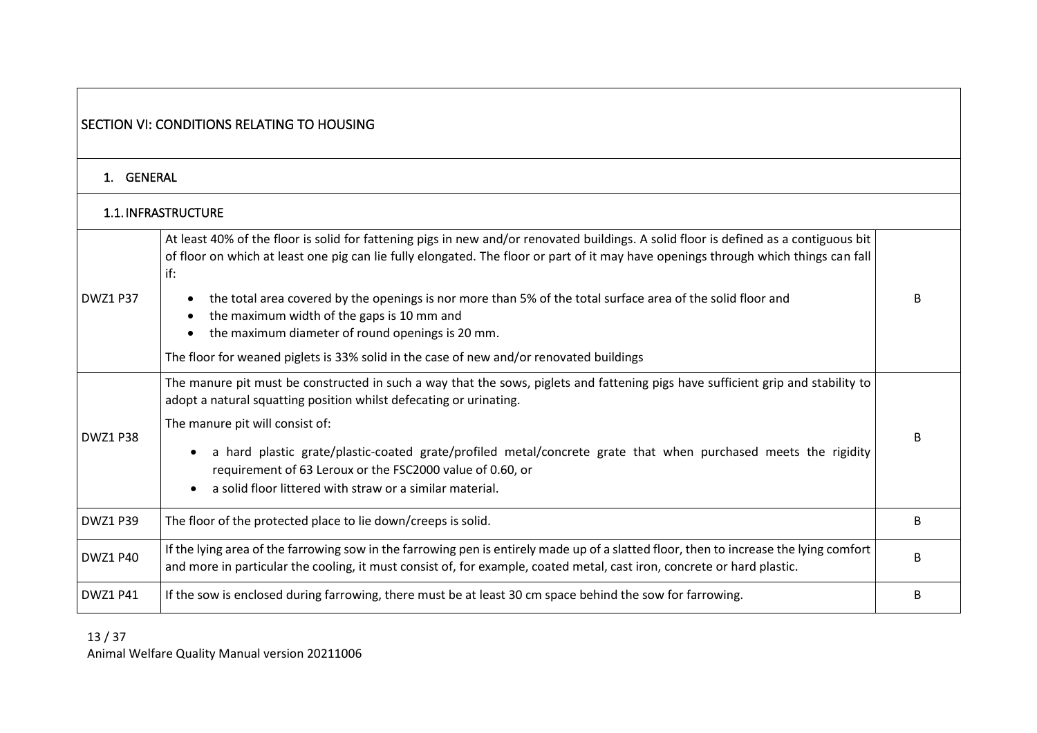## SECTION VI: CONDITIONS RELATING TO HOUSING

### 1. GENERAL

#### 1.1. INFRASTRUCTURE

| | | |
|---|---|---|
| DWZ1 P37 | At least 40% of the floor is solid for fattening pigs in new and/or renovated buildings. A solid floor is defined as a contiguous bit of floor on which at least one pig can lie fully elongated. The floor or part of it may have openings through which things can fall if:<br>• the total area covered by the openings is nor more than 5% of the total surface area of the solid floor and<br>• the maximum width of the gaps is 10 mm and<br>• the maximum diameter of round openings is 20 mm.<br>The floor for weaned piglets is 33% solid in the case of new and/or renovated buildings | B |
| DWZ1 P38 | The manure pit must be constructed in such a way that the sows, piglets and fattening pigs have sufficient grip and stability to adopt a natural squatting position whilst defecating or urinating.<br>The manure pit will consist of:<br>• a hard plastic grate/plastic-coated grate/profiled metal/concrete grate that when purchased meets the rigidity requirement of 63 Leroux or the FSC2000 value of 0.60, or<br>• a solid floor littered with straw or a similar material. | B |
| DWZ1 P39 | The floor of the protected place to lie down/creeps is solid. | B |
| DWZ1 P40 | If the lying area of the farrowing sow in the farrowing pen is entirely made up of a slatted floor, then to increase the lying comfort and more in particular the cooling, it must consist of, for example, coated metal, cast iron, concrete or hard plastic. | B |
| DWZ1 P41 | If the sow is enclosed during farrowing, there must be at least 30 cm space behind the sow for farrowing. | B |

Animal Welfare Quality Manual version 20211006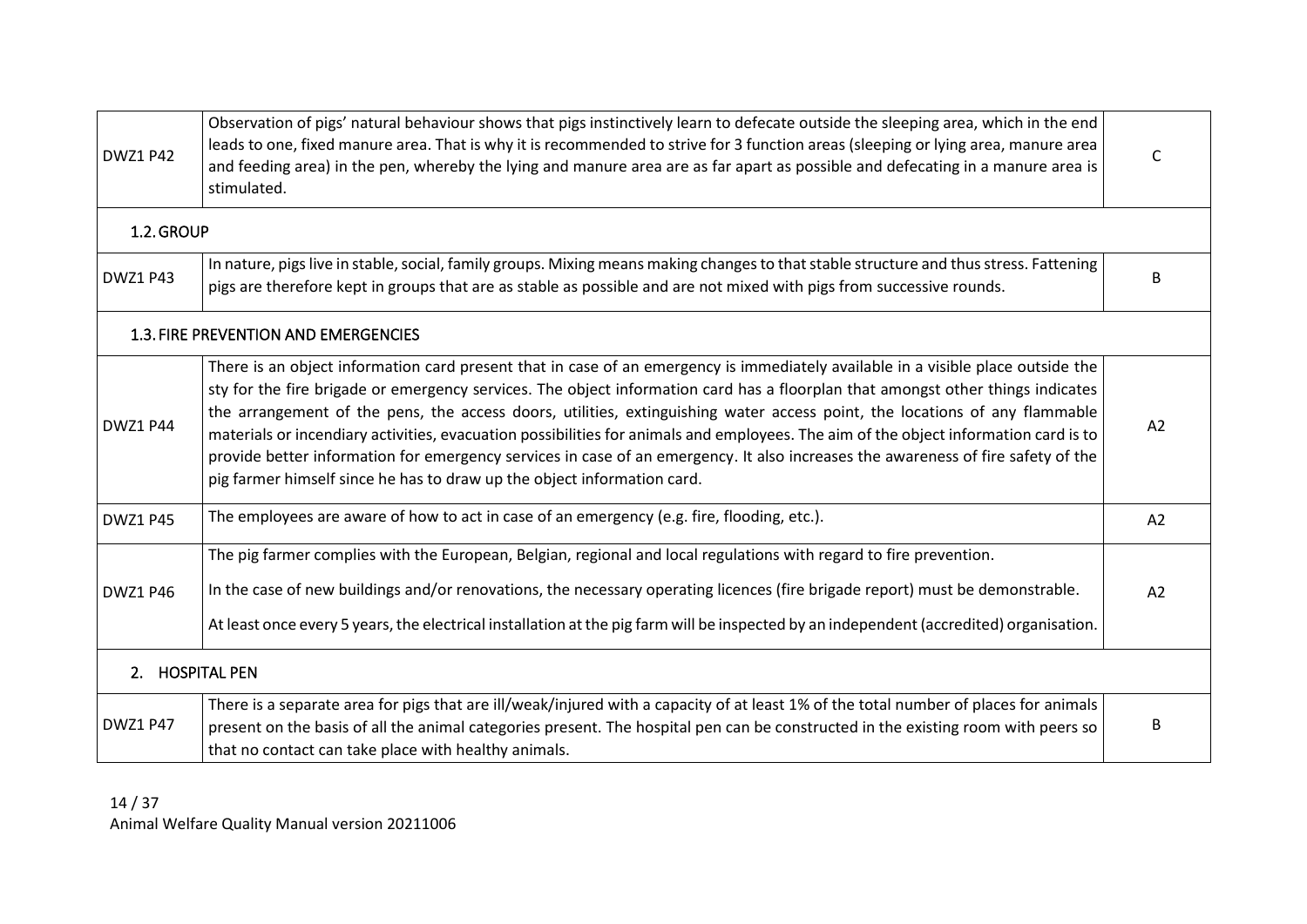| | | |
|---|---|---|
| DWZ1 P42 | Observation of pigs' natural behaviour shows that pigs instinctively learn to defecate outside the sleeping area, which in the end leads to one, fixed manure area. That is why it is recommended to strive for 3 function areas (sleeping or lying area, manure area and feeding area) in the pen, whereby the lying and manure area are as far apart as possible and defecating in a manure area is stimulated. | C |
| **1.2. GROUP** | | |
| DWZ1 P43 | In nature, pigs live in stable, social, family groups. Mixing means making changes to that stable structure and thus stress. Fattening pigs are therefore kept in groups that are as stable as possible and are not mixed with pigs from successive rounds. | B |
| **1.3. FIRE PREVENTION AND EMERGENCIES** | | |
| DWZ1 P44 | There is an object information card present that in case of an emergency is immediately available in a visible place outside the sty for the fire brigade or emergency services. The object information card has a floorplan that amongst other things indicates the arrangement of the pens, the access doors, utilities, extinguishing water access point, the locations of any flammable materials or incendiary activities, evacuation possibilities for animals and employees. The aim of the object information card is to provide better information for emergency services in case of an emergency. It also increases the awareness of fire safety of the pig farmer himself since he has to draw up the object information card. | A2 |
| DWZ1 P45 | The employees are aware of how to act in case of an emergency (e.g. fire, flooding, etc.). | A2 |
| DWZ1 P46 | The pig farmer complies with the European, Belgian, regional and local regulations with regard to fire prevention.<br><br>In the case of new buildings and/or renovations, the necessary operating licences (fire brigade report) must be demonstrable.<br><br>At least once every 5 years, the electrical installation at the pig farm will be inspected by an independent (accredited) organisation. | A2 |
| **2. HOSPITAL PEN** | | |
| DWZ1 P47 | There is a separate area for pigs that are ill/weak/injured with a capacity of at least 1% of the total number of places for animals present on the basis of all the animal categories present. The hospital pen can be constructed in the existing room with peers so that no contact can take place with healthy animals. | B |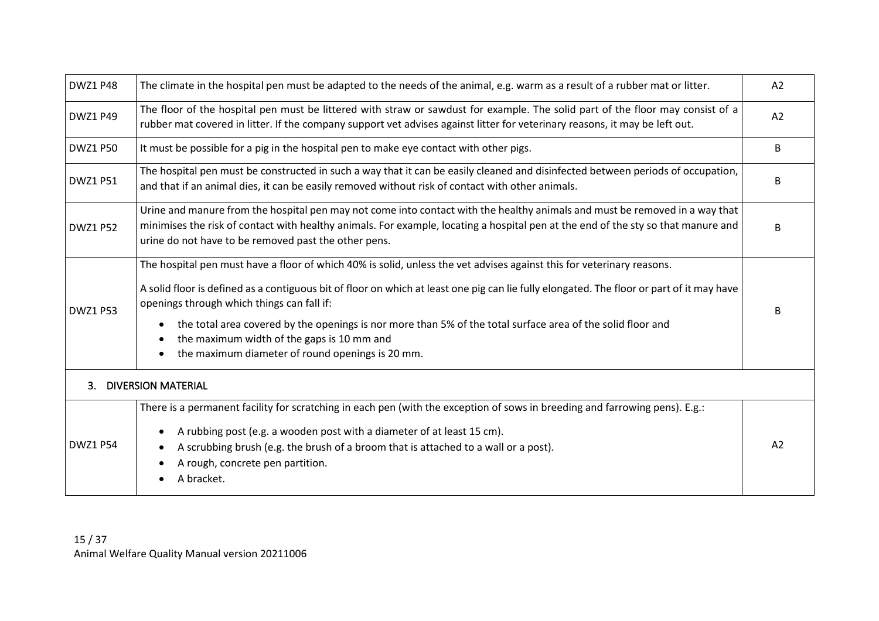| | | |
|---|---|---|
| DWZ1 P48 | The climate in the hospital pen must be adapted to the needs of the animal, e.g. warm as a result of a rubber mat or litter. | A2 |
| DWZ1 P49 | The floor of the hospital pen must be littered with straw or sawdust for example. The solid part of the floor may consist of a rubber mat covered in litter. If the company support vet advises against litter for veterinary reasons, it may be left out. | A2 |
| DWZ1 P50 | It must be possible for a pig in the hospital pen to make eye contact with other pigs. | B |
| DWZ1 P51 | The hospital pen must be constructed in such a way that it can be easily cleaned and disinfected between periods of occupation, and that if an animal dies, it can be easily removed without risk of contact with other animals. | B |
| DWZ1 P52 | Urine and manure from the hospital pen may not come into contact with the healthy animals and must be removed in a way that minimises the risk of contact with healthy animals. For example, locating a hospital pen at the end of the sty so that manure and urine do not have to be removed past the other pens. | B |
| DWZ1 P53 | The hospital pen must have a floor of which 40% is solid, unless the vet advises against this for veterinary reasons.<br><br>A solid floor is defined as a contiguous bit of floor on which at least one pig can lie fully elongated. The floor or part of it may have openings through which things can fall if:<br><br>• the total area covered by the openings is nor more than 5% of the total surface area of the solid floor and<br>• the maximum width of the gaps is 10 mm and<br>• the maximum diameter of round openings is 20 mm. | B |
| **3. DIVERSION MATERIAL** | | |
| DWZ1 P54 | There is a permanent facility for scratching in each pen (with the exception of sows in breeding and farrowing pens). E.g.:<br><br>• A rubbing post (e.g. a wooden post with a diameter of at least 15 cm).<br>• A scrubbing brush (e.g. the brush of a broom that is attached to a wall or a post).<br>• A rough, concrete pen partition.<br>• A bracket. | A2 |

Animal Welfare Quality Manual version 20211006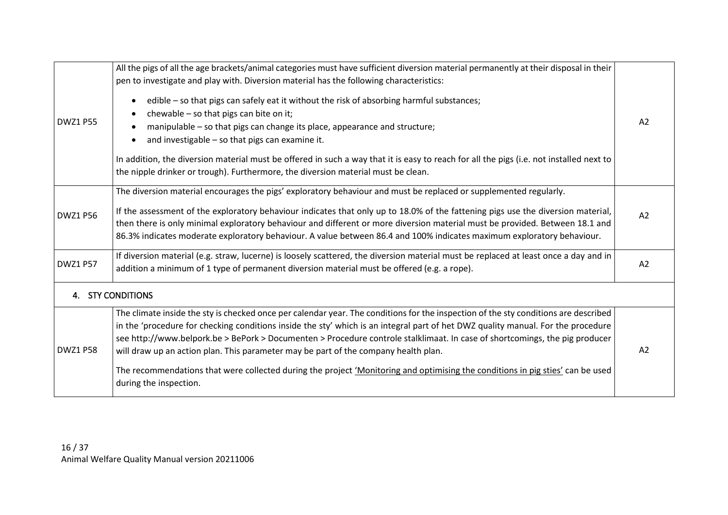| | | |
|---|---|---|
| DWZ1 P55 | All the pigs of all the age brackets/animal categories must have sufficient diversion material permanently at their disposal in their pen to investigate and play with. Diversion material has the following characteristics:<br><br>• edible – so that pigs can safely eat it without the risk of absorbing harmful substances;<br>• chewable – so that pigs can bite on it;<br>• manipulable – so that pigs can change its place, appearance and structure;<br>• and investigable – so that pigs can examine it.<br><br>In addition, the diversion material must be offered in such a way that it is easy to reach for all the pigs (i.e. not installed next to the nipple drinker or trough). Furthermore, the diversion material must be clean. | A2 |
| DWZ1 P56 | The diversion material encourages the pigs' exploratory behaviour and must be replaced or supplemented regularly.<br><br>If the assessment of the exploratory behaviour indicates that only up to 18.0% of the fattening pigs use the diversion material, then there is only minimal exploratory behaviour and different or more diversion material must be provided. Between 18.1 and 86.3% indicates moderate exploratory behaviour. A value between 86.4 and 100% indicates maximum exploratory behaviour. | A2 |
| DWZ1 P57 | If diversion material (e.g. straw, lucerne) is loosely scattered, the diversion material must be replaced at least once a day and in addition a minimum of 1 type of permanent diversion material must be offered (e.g. a rope). | A2 |
| **4. STY CONDITIONS** | | |
| DWZ1 P58 | The climate inside the sty is checked once per calendar year. The conditions for the inspection of the sty conditions are described in the 'procedure for checking conditions inside the sty' which is an integral part of het DWZ quality manual. For the procedure see http://www.belpork.be > BePork > Documenten > Procedure controle stalklimaat. In case of shortcomings, the pig producer will draw up an action plan. This parameter may be part of the company health plan.<br><br>The recommendations that were collected during the project 'Monitoring and optimising the conditions in pig sties' can be used during the inspection. | A2 |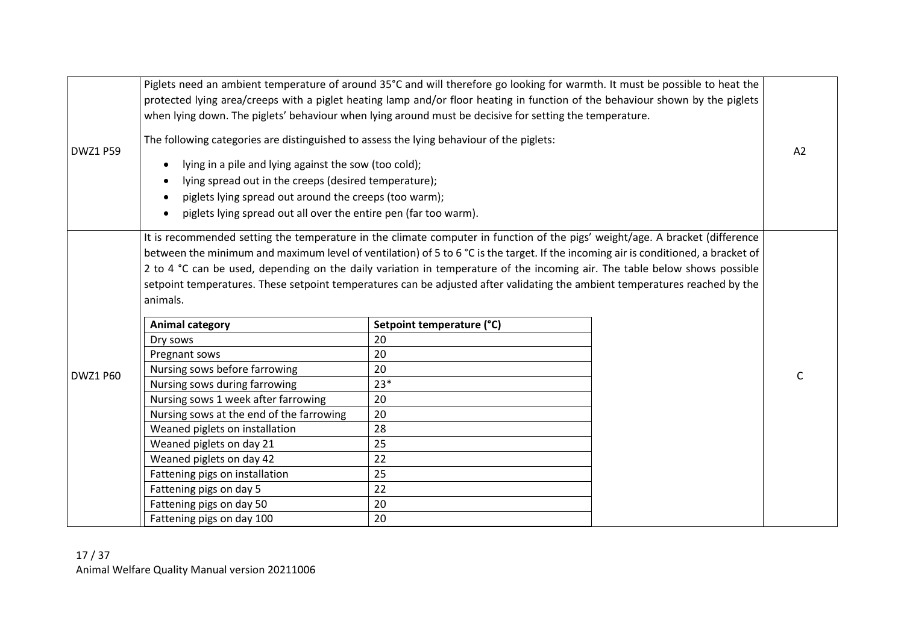| | | |
|---|---|---|
| DWZ1 P59 | Piglets need an ambient temperature of around 35°C and will therefore go looking for warmth. It must be possible to heat the protected lying area/creeps with a piglet heating lamp and/or floor heating in function of the behaviour shown by the piglets when lying down. The piglets' behaviour when lying around must be decisive for setting the temperature.<br><br>The following categories are distinguished to assess the lying behaviour of the piglets:<br><br>• lying in a pile and lying against the sow (too cold);<br>• lying spread out in the creeps (desired temperature);<br>• piglets lying spread out around the creeps (too warm);<br>• piglets lying spread out all over the entire pen (far too warm). | A2 |
| DWZ1 P60 | It is recommended setting the temperature in the climate computer in function of the pigs' weight/age. A bracket (difference between the minimum and maximum level of ventilation) of 5 to 6 °C is the target. If the incoming air is conditioned, a bracket of 2 to 4 °C can be used, depending on the daily variation in temperature of the incoming air. The table below shows possible setpoint temperatures. These setpoint temperatures can be adjusted after validating the ambient temperatures reached by the animals.<br><br>**Animal category** — **Setpoint temperature (°C)**<br>Dry sows — 20<br>Pregnant sows — 20<br>Nursing sows before farrowing — 20<br>Nursing sows during farrowing — 23*<br>Nursing sows 1 week after farrowing — 20<br>Nursing sows at the end of the farrowing — 20<br>Weaned piglets on installation — 28<br>Weaned piglets on day 21 — 25<br>Weaned piglets on day 42 — 22<br>Fattening pigs on installation — 25<br>Fattening pigs on day 5 — 22<br>Fattening pigs on day 50 — 20<br>Fattening pigs on day 100 — 20 | C |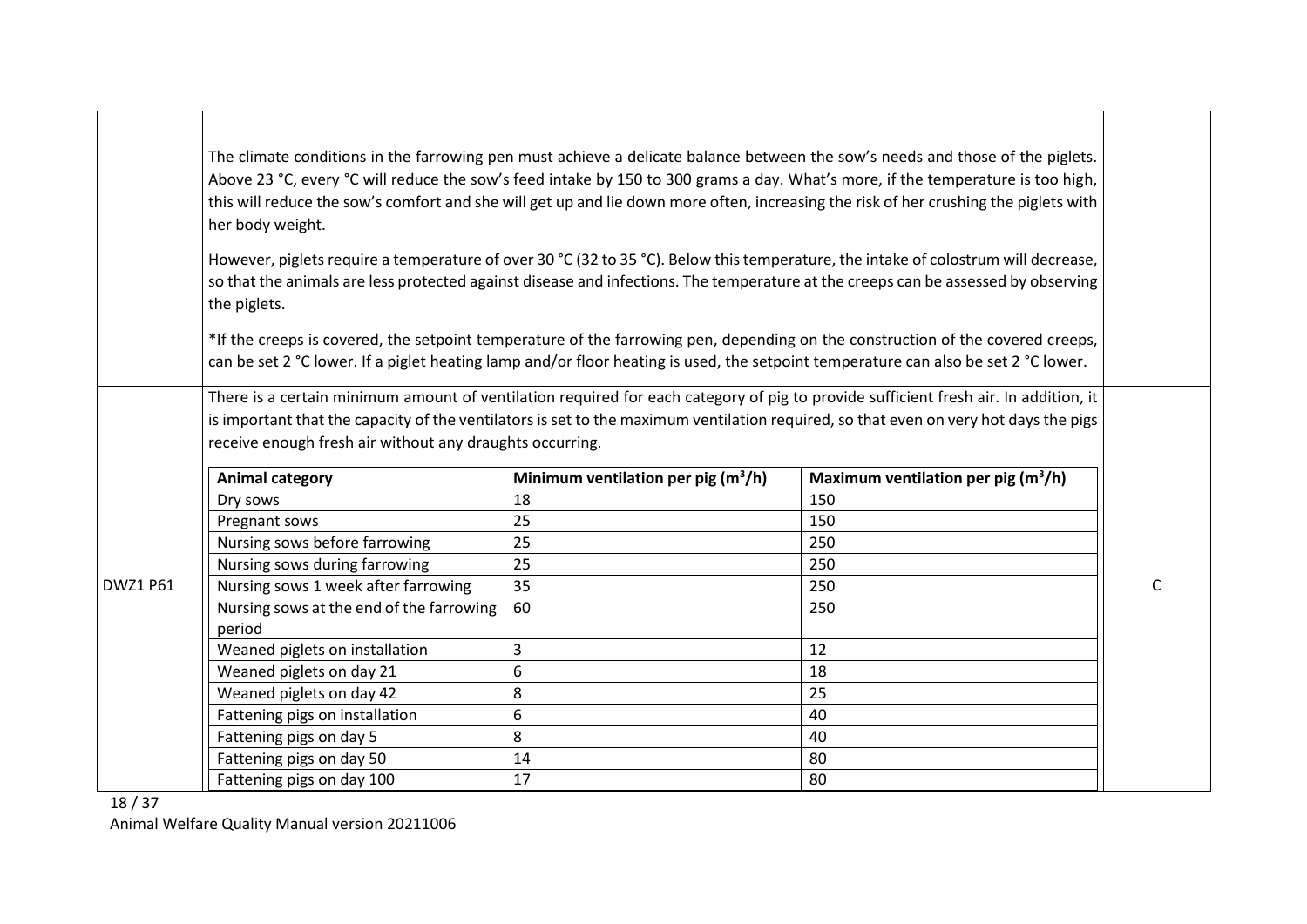The climate conditions in the farrowing pen must achieve a delicate balance between the sow's needs and those of the piglets. Above 23 °C, every °C will reduce the sow's feed intake by 150 to 300 grams a day. What's more, if the temperature is too high, this will reduce the sow's comfort and she will get up and lie down more often, increasing the risk of her crushing the piglets with her body weight.

However, piglets require a temperature of over 30 °C (32 to 35 °C). Below this temperature, the intake of colostrum will decrease, so that the animals are less protected against disease and infections. The temperature at the creeps can be assessed by observing the piglets.

*If the creeps is covered, the setpoint temperature of the farrowing pen, depending on the construction of the covered creeps, can be set 2 °C lower. If a piglet heating lamp and/or floor heating is used, the setpoint temperature can also be set 2 °C lower.

**DWZ1 P61** — C

There is a certain minimum amount of ventilation required for each category of pig to provide sufficient fresh air. In addition, it is important that the capacity of the ventilators is set to the maximum ventilation required, so that even on very hot days the pigs receive enough fresh air without any draughts occurring.

| Animal category | Minimum ventilation per pig ($m^3/h$) | Maximum ventilation per pig ($m^3/h$) |
|---|---|---|
| Dry sows | 18 | 150 |
| Pregnant sows | 25 | 150 |
| Nursing sows before farrowing | 25 | 250 |
| Nursing sows during farrowing | 25 | 250 |
| Nursing sows 1 week after farrowing | 35 | 250 |
| Nursing sows at the end of the farrowing period | 60 | 250 |
| Weaned piglets on installation | 3 | 12 |
| Weaned piglets on day 21 | 6 | 18 |
| Weaned piglets on day 42 | 8 | 25 |
| Fattening pigs on installation | 6 | 40 |
| Fattening pigs on day 5 | 8 | 40 |
| Fattening pigs on day 50 | 14 | 80 |
| Fattening pigs on day 100 | 17 | 80 |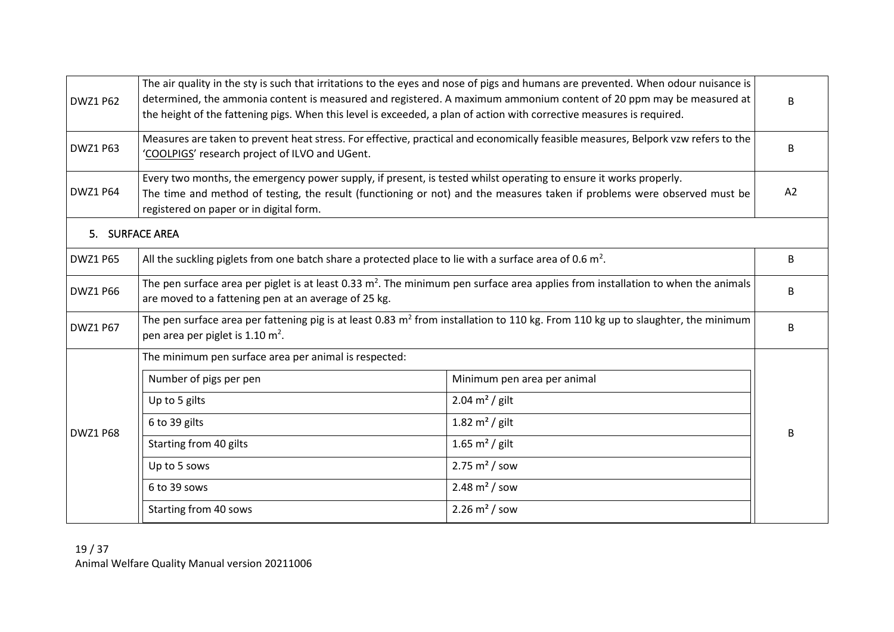| | | |
|---|---|---|
| DWZ1 P62 | The air quality in the sty is such that irritations to the eyes and nose of pigs and humans are prevented. When odour nuisance is determined, the ammonia content is measured and registered. A maximum ammonium content of 20 ppm may be measured at the height of the fattening pigs. When this level is exceeded, a plan of action with corrective measures is required. | B |
| DWZ1 P63 | Measures are taken to prevent heat stress. For effective, practical and economically feasible measures, Belpork vzw refers to the 'COOLPIGS' research project of ILVO and UGent. | B |
| DWZ1 P64 | Every two months, the emergency power supply, if present, is tested whilst operating to ensure it works properly. The time and method of testing, the result (functioning or not) and the measures taken if problems were observed must be registered on paper or in digital form. | A2 |

## 5. SURFACE AREA

| | | |
|---|---|---|
| DWZ1 P65 | All the suckling piglets from one batch share a protected place to lie with a surface area of 0.6 $m^2$. | B |
| DWZ1 P66 | The pen surface area per piglet is at least 0.33 $m^2$. The minimum pen surface area applies from installation to when the animals are moved to a fattening pen at an average of 25 kg. | B |
| DWZ1 P67 | The pen surface area per fattening pig is at least 0.83 $m^2$ from installation to 110 kg. From 110 kg up to slaughter, the minimum pen area per piglet is 1.10 $m^2$. | B |
| DWZ1 P68 | The minimum pen surface area per animal is respected: | B |

| Number of pigs per pen | Minimum pen area per animal |
|---|---|
| Up to 5 gilts | 2.04 $m^2$ / gilt |
| 6 to 39 gilts | 1.82 $m^2$ / gilt |
| Starting from 40 gilts | 1.65 $m^2$ / gilt |
| Up to 5 sows | 2.75 $m^2$ / sow |
| 6 to 39 sows | 2.48 $m^2$ / sow |
| Starting from 40 sows | 2.26 $m^2$ / sow |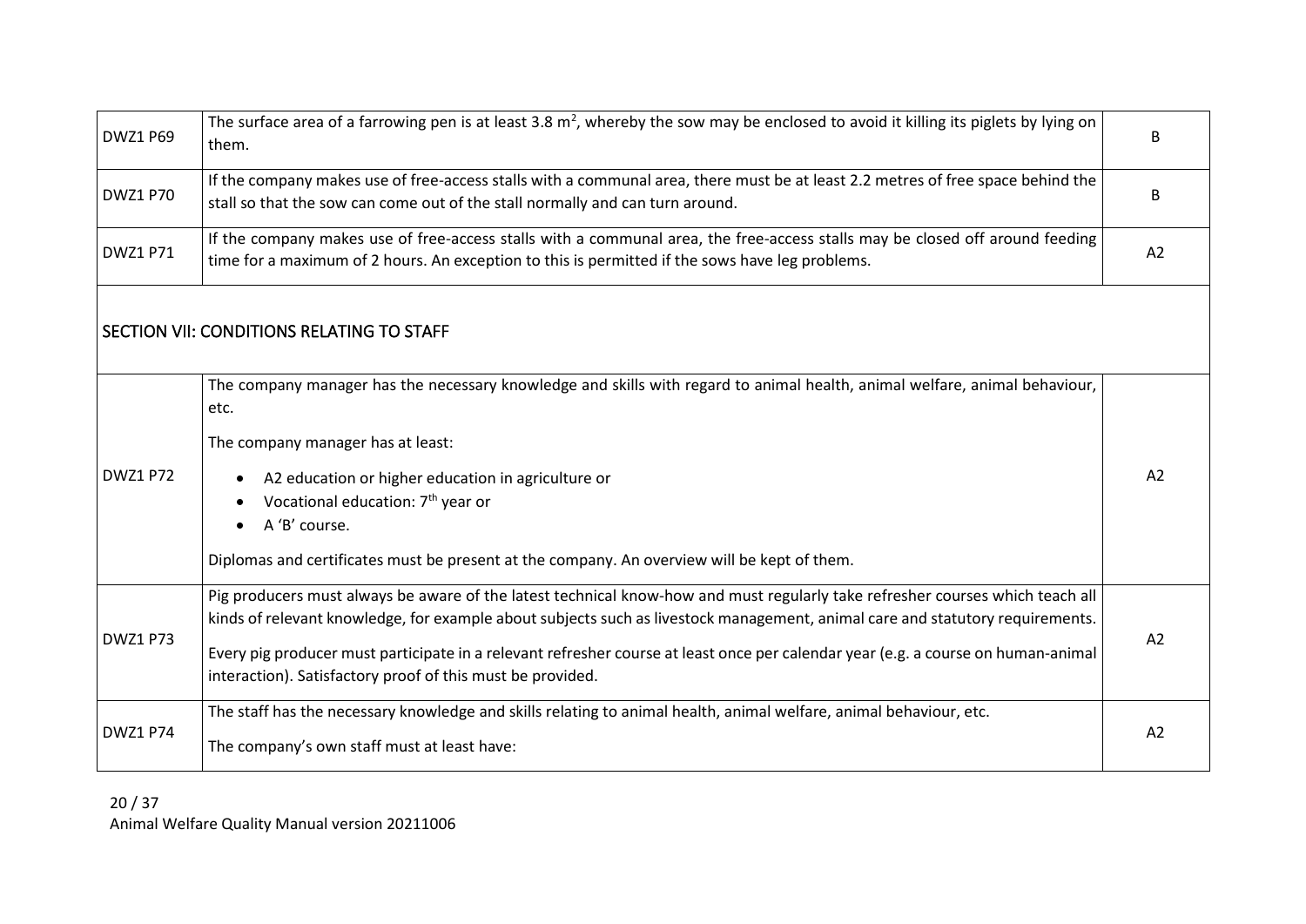| | | |
|---|---|---|
| DWZ1 P69 | The surface area of a farrowing pen is at least 3.8 $m^2$, whereby the sow may be enclosed to avoid it killing its piglets by lying on them. | B |
| DWZ1 P70 | If the company makes use of free-access stalls with a communal area, there must be at least 2.2 metres of free space behind the stall so that the sow can come out of the stall normally and can turn around. | B |
| DWZ1 P71 | If the company makes use of free-access stalls with a communal area, the free-access stalls may be closed off around feeding time for a maximum of 2 hours. An exception to this is permitted if the sows have leg problems. | A2 |
| **SECTION VII: CONDITIONS RELATING TO STAFF** | | |
| DWZ1 P72 | The company manager has the necessary knowledge and skills with regard to animal health, animal welfare, animal behaviour, etc.<br><br>The company manager has at least:<br><br>• A2 education or higher education in agriculture or<br>• Vocational education: 7th year or<br>• A 'B' course.<br><br>Diplomas and certificates must be present at the company. An overview will be kept of them. | A2 |
| DWZ1 P73 | Pig producers must always be aware of the latest technical know-how and must regularly take refresher courses which teach all kinds of relevant knowledge, for example about subjects such as livestock management, animal care and statutory requirements.<br><br>Every pig producer must participate in a relevant refresher course at least once per calendar year (e.g. a course on human-animal interaction). Satisfactory proof of this must be provided. | A2 |
| DWZ1 P74 | The staff has the necessary knowledge and skills relating to animal health, animal welfare, animal behaviour, etc.<br><br>The company's own staff must at least have: | A2 |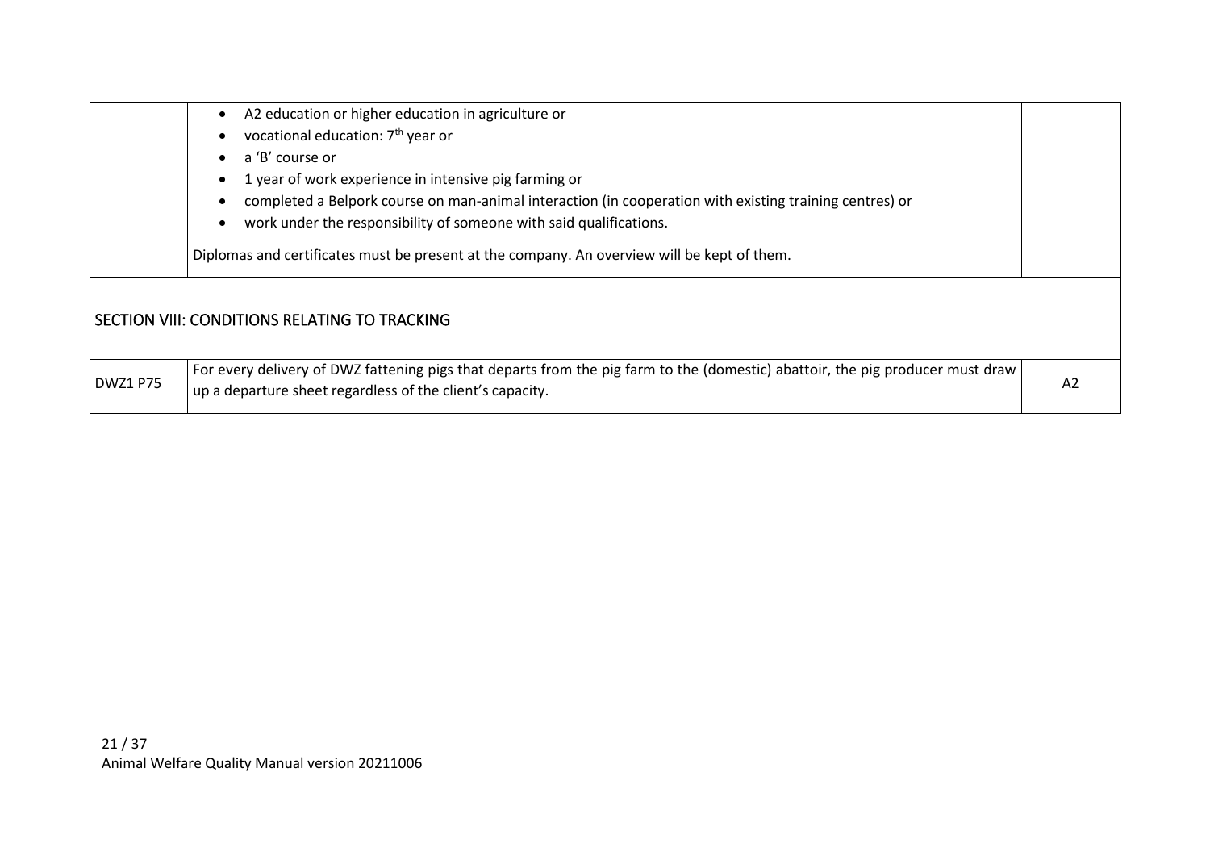| | | |
|---|---|---|
| | • A2 education or higher education in agriculture or<br>• vocational education: 7th year or<br>• a 'B' course or<br>• 1 year of work experience in intensive pig farming or<br>• completed a Belpork course on man-animal interaction (in cooperation with existing training centres) or<br>• work under the responsibility of someone with said qualifications.<br><br>Diplomas and certificates must be present at the company. An overview will be kept of them. | |

## SECTION VIII: CONDITIONS RELATING TO TRACKING

| | | |
|---|---|---|
| DWZ1 P75 | For every delivery of DWZ fattening pigs that departs from the pig farm to the (domestic) abattoir, the pig producer must draw up a departure sheet regardless of the client's capacity. | A2 |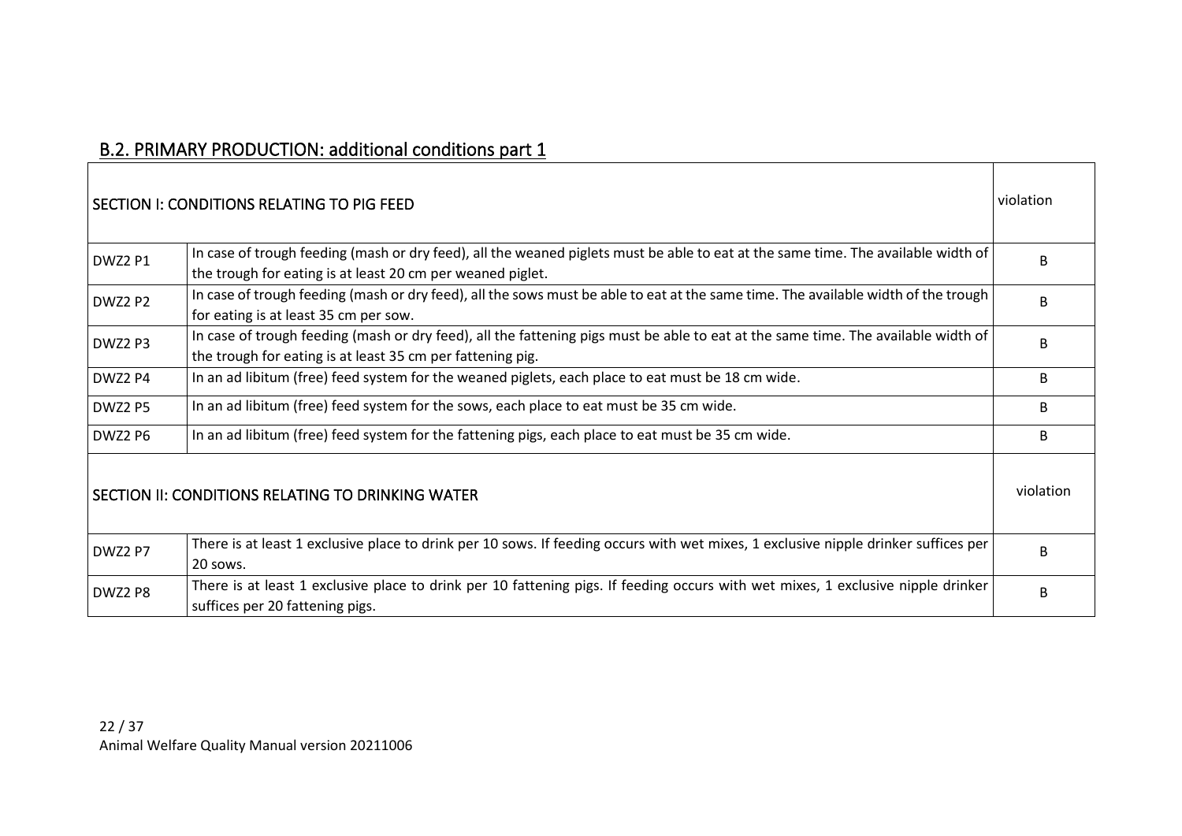## B.2. PRIMARY PRODUCTION: additional conditions part 1

| SECTION I: CONDITIONS RELATING TO PIG FEED | | violation |
|---|---|---|
| DWZ2 P1 | In case of trough feeding (mash or dry feed), all the weaned piglets must be able to eat at the same time. The available width of the trough for eating is at least 20 cm per weaned piglet. | B |
| DWZ2 P2 | In case of trough feeding (mash or dry feed), all the sows must be able to eat at the same time. The available width of the trough for eating is at least 35 cm per sow. | B |
| DWZ2 P3 | In case of trough feeding (mash or dry feed), all the fattening pigs must be able to eat at the same time. The available width of the trough for eating is at least 35 cm per fattening pig. | B |
| DWZ2 P4 | In an ad libitum (free) feed system for the weaned piglets, each place to eat must be 18 cm wide. | B |
| DWZ2 P5 | In an ad libitum (free) feed system for the sows, each place to eat must be 35 cm wide. | B |
| DWZ2 P6 | In an ad libitum (free) feed system for the fattening pigs, each place to eat must be 35 cm wide. | B |
| **SECTION II: CONDITIONS RELATING TO DRINKING WATER** | | **violation** |
| DWZ2 P7 | There is at least 1 exclusive place to drink per 10 sows. If feeding occurs with wet mixes, 1 exclusive nipple drinker suffices per 20 sows. | B |
| DWZ2 P8 | There is at least 1 exclusive place to drink per 10 fattening pigs. If feeding occurs with wet mixes, 1 exclusive nipple drinker suffices per 20 fattening pigs. | B |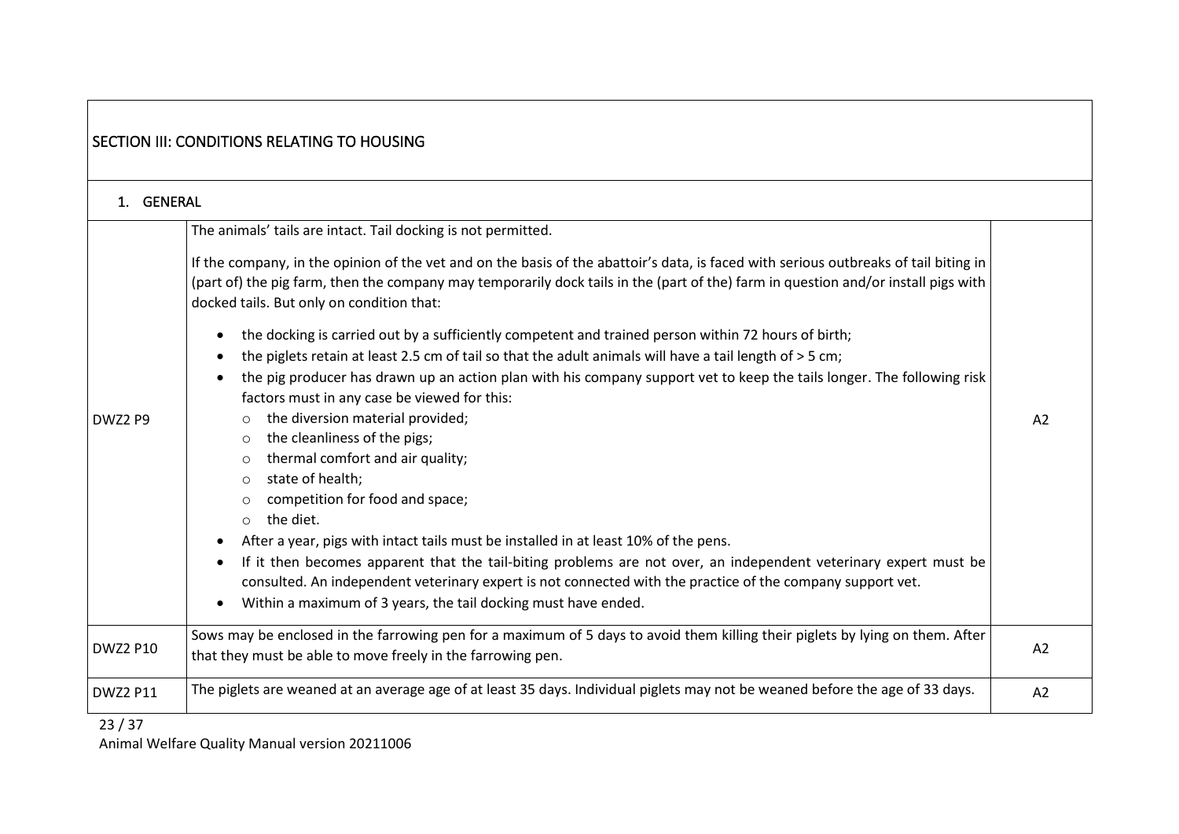## SECTION III: CONDITIONS RELATING TO HOUSING

### 1. GENERAL

| | | |
|---|---|---|
| DWZ2 P9 | The animals' tails are intact. Tail docking is not permitted.<br><br>If the company, in the opinion of the vet and on the basis of the abattoir's data, is faced with serious outbreaks of tail biting in (part of) the pig farm, then the company may temporarily dock tails in the (part of the) farm in question and/or install pigs with docked tails. But only on condition that:<br><br>• the docking is carried out by a sufficiently competent and trained person within 72 hours of birth;<br>• the piglets retain at least 2.5 cm of tail so that the adult animals will have a tail length of > 5 cm;<br>• the pig producer has drawn up an action plan with his company support vet to keep the tails longer. The following risk factors must in any case be viewed for this:<br>&nbsp;&nbsp;&nbsp;&nbsp;○ the diversion material provided;<br>&nbsp;&nbsp;&nbsp;&nbsp;○ the cleanliness of the pigs;<br>&nbsp;&nbsp;&nbsp;&nbsp;○ thermal comfort and air quality;<br>&nbsp;&nbsp;&nbsp;&nbsp;○ state of health;<br>&nbsp;&nbsp;&nbsp;&nbsp;○ competition for food and space;<br>&nbsp;&nbsp;&nbsp;&nbsp;○ the diet.<br>• After a year, pigs with intact tails must be installed in at least 10% of the pens.<br>• If it then becomes apparent that the tail-biting problems are not over, an independent veterinary expert must be consulted. An independent veterinary expert is not connected with the practice of the company support vet.<br>• Within a maximum of 3 years, the tail docking must have ended. | A2 |
| DWZ2 P10 | Sows may be enclosed in the farrowing pen for a maximum of 5 days to avoid them killing their piglets by lying on them. After that they must be able to move freely in the farrowing pen. | A2 |
| DWZ2 P11 | The piglets are weaned at an average age of at least 35 days. Individual piglets may not be weaned before the age of 33 days. | A2 |

Animal Welfare Quality Manual version 20211006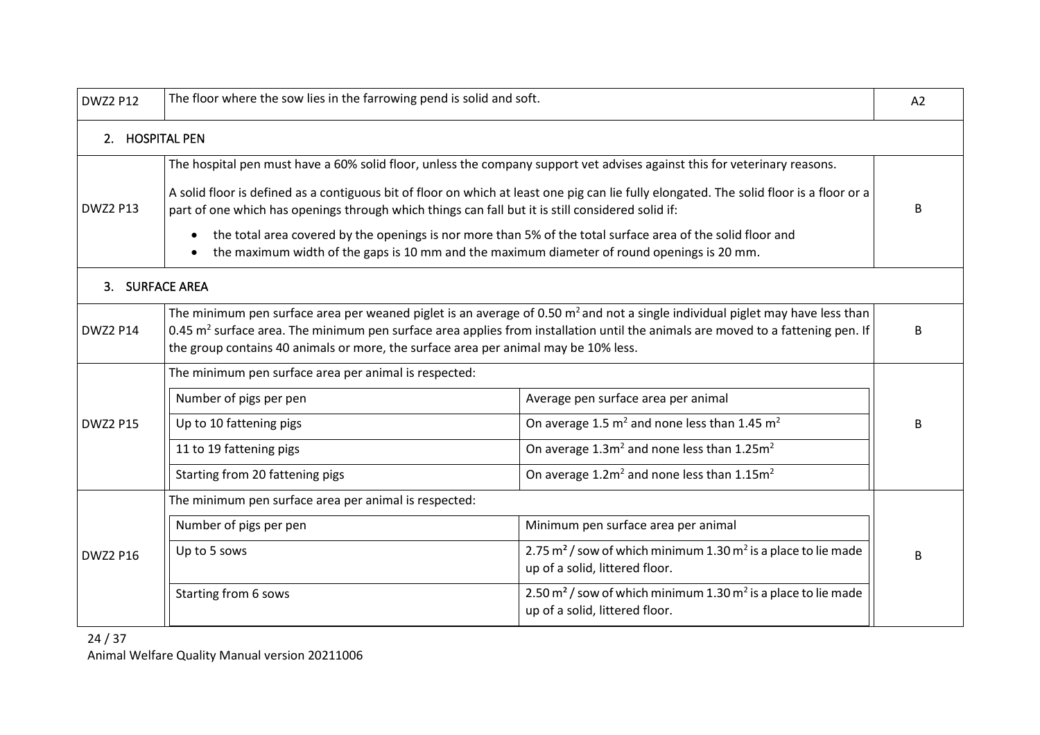| DWZ2 P12 | The floor where the sow lies in the farrowing pend is solid and soft. | A2 |
|---|---|---|

## 2. HOSPITAL PEN

| DWZ2 P13 | The hospital pen must have a 60% solid floor, unless the company support vet advises against this for veterinary reasons.<br><br>A solid floor is defined as a contiguous bit of floor on which at least one pig can lie fully elongated. The solid floor is a floor or a part of one which has openings through which things can fall but it is still considered solid if:<br><br>• the total area covered by the openings is nor more than 5% of the total surface area of the solid floor and<br>• the maximum width of the gaps is 10 mm and the maximum diameter of round openings is 20 mm. | B |
|---|---|---|

## 3. SURFACE AREA

| DWZ2 P14 | The minimum pen surface area per weaned piglet is an average of 0.50 $m^2$ and not a single individual piglet may have less than 0.45 $m^2$ surface area. The minimum pen surface area applies from installation until the animals are moved to a fattening pen. If the group contains 40 animals or more, the surface area per animal may be 10% less. | B |
|---|---|---|

**DWZ2 P15** (B)

The minimum pen surface area per animal is respected:

| Number of pigs per pen | Average pen surface area per animal |
|---|---|
| Up to 10 fattening pigs | On average 1.5 $m^2$ and none less than 1.45 $m^2$ |
| 11 to 19 fattening pigs | On average 1.3$m^2$ and none less than 1.25$m^2$ |
| Starting from 20 fattening pigs | On average 1.2$m^2$ and none less than 1.15$m^2$ |

**DWZ2 P16** (B)

The minimum pen surface area per animal is respected:

| Number of pigs per pen | Minimum pen surface area per animal |
|---|---|
| Up to 5 sows | 2.75 $m^2$ / sow of which minimum 1.30 $m^2$ is a place to lie made up of a solid, littered floor. |
| Starting from 6 sows | 2.50 $m^2$ / sow of which minimum 1.30 $m^2$ is a place to lie made up of a solid, littered floor. |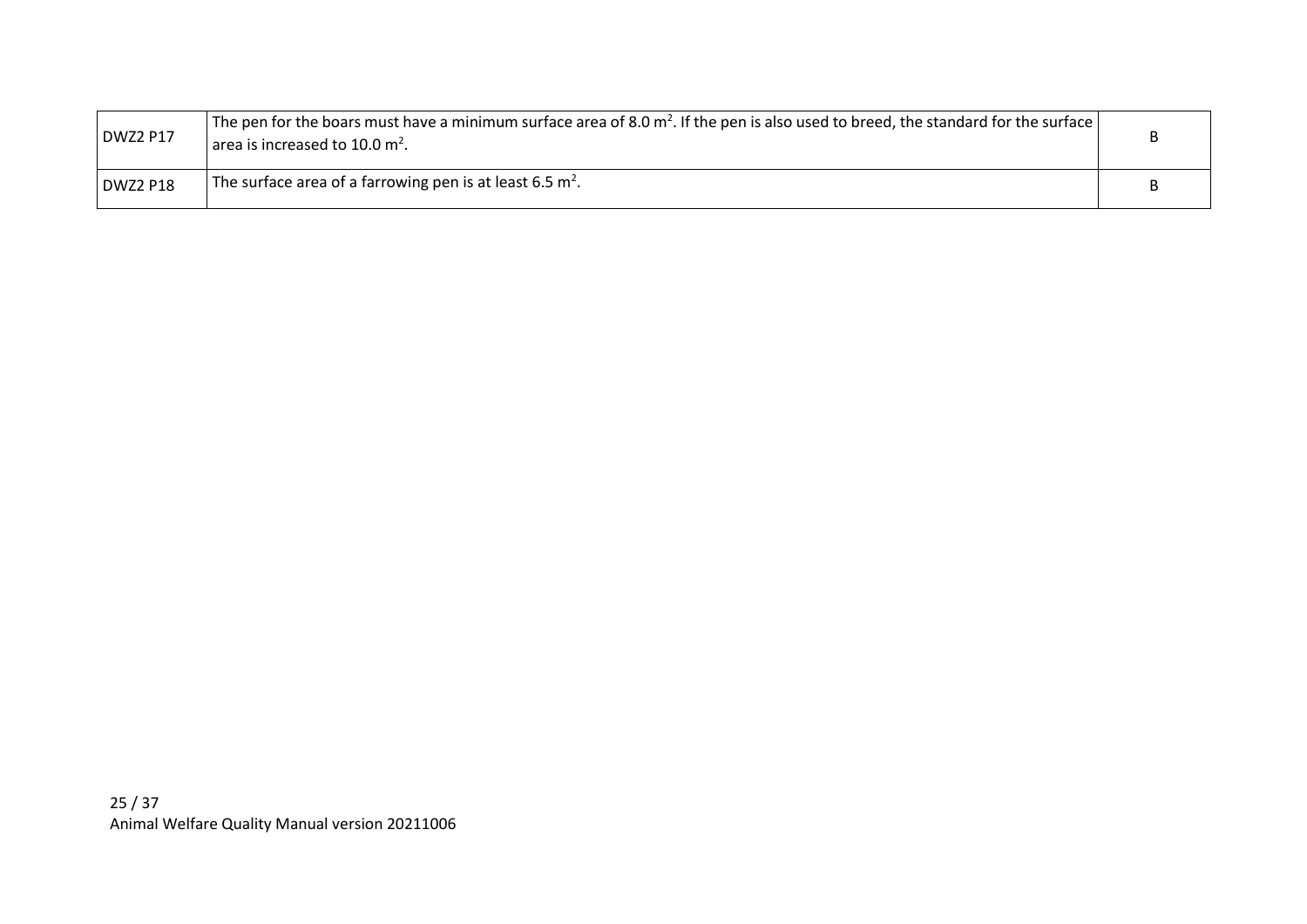| DWZ2 P17 | The pen for the boars must have a minimum surface area of 8.0 $m^2$. If the pen is also used to breed, the standard for the surface area is increased to 10.0 $m^2$. | B |
|---|---|---|
| DWZ2 P18 | The surface area of a farrowing pen is at least 6.5 $m^2$. | B |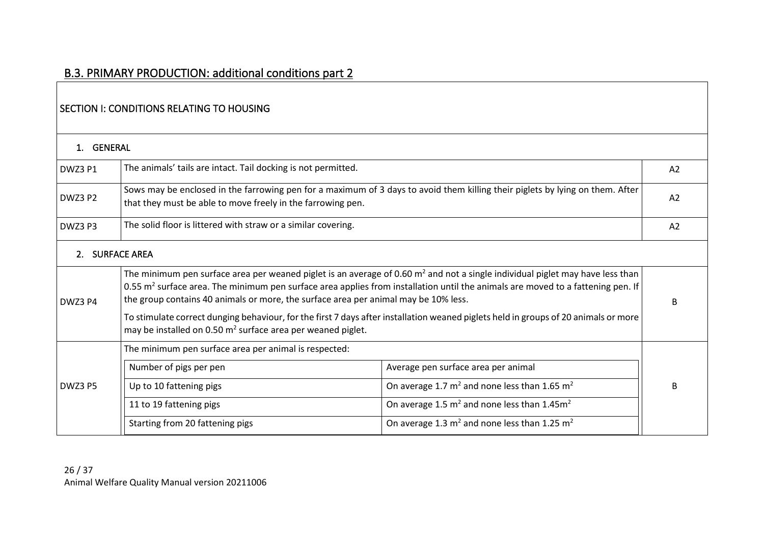## B.3. PRIMARY PRODUCTION: additional conditions part 2

### SECTION I: CONDITIONS RELATING TO HOUSING

#### 1. GENERAL

| Code | Condition | Category |
|---|---|---|
| DWZ3 P1 | The animals' tails are intact. Tail docking is not permitted. | A2 |
| DWZ3 P2 | Sows may be enclosed in the farrowing pen for a maximum of 3 days to avoid them killing their piglets by lying on them. After that they must be able to move freely in the farrowing pen. | A2 |
| DWZ3 P3 | The solid floor is littered with straw or a similar covering. | A2 |

#### 2. SURFACE AREA

| Code | Condition | Category |
|---|---|---|
| DWZ3 P4 | The minimum pen surface area per weaned piglet is an average of 0.60 $m^2$ and not a single individual piglet may have less than 0.55 $m^2$ surface area. The minimum pen surface area applies from installation until the animals are moved to a fattening pen. If the group contains 40 animals or more, the surface area per animal may be 10% less.<br><br>To stimulate correct dunging behaviour, for the first 7 days after installation weaned piglets held in groups of 20 animals or more may be installed on 0.50 $m^2$ surface area per weaned piglet. | B |
| DWZ3 P5 | The minimum pen surface area per animal is respected:<br><br>**Number of pigs per pen** – **Average pen surface area per animal**<br>Up to 10 fattening pigs – On average 1.7 $m^2$ and none less than 1.65 $m^2$<br>11 to 19 fattening pigs – On average 1.5 $m^2$ and none less than 1.45 $m^2$<br>Starting from 20 fattening pigs – On average 1.3 $m^2$ and none less than 1.25 $m^2$ | B |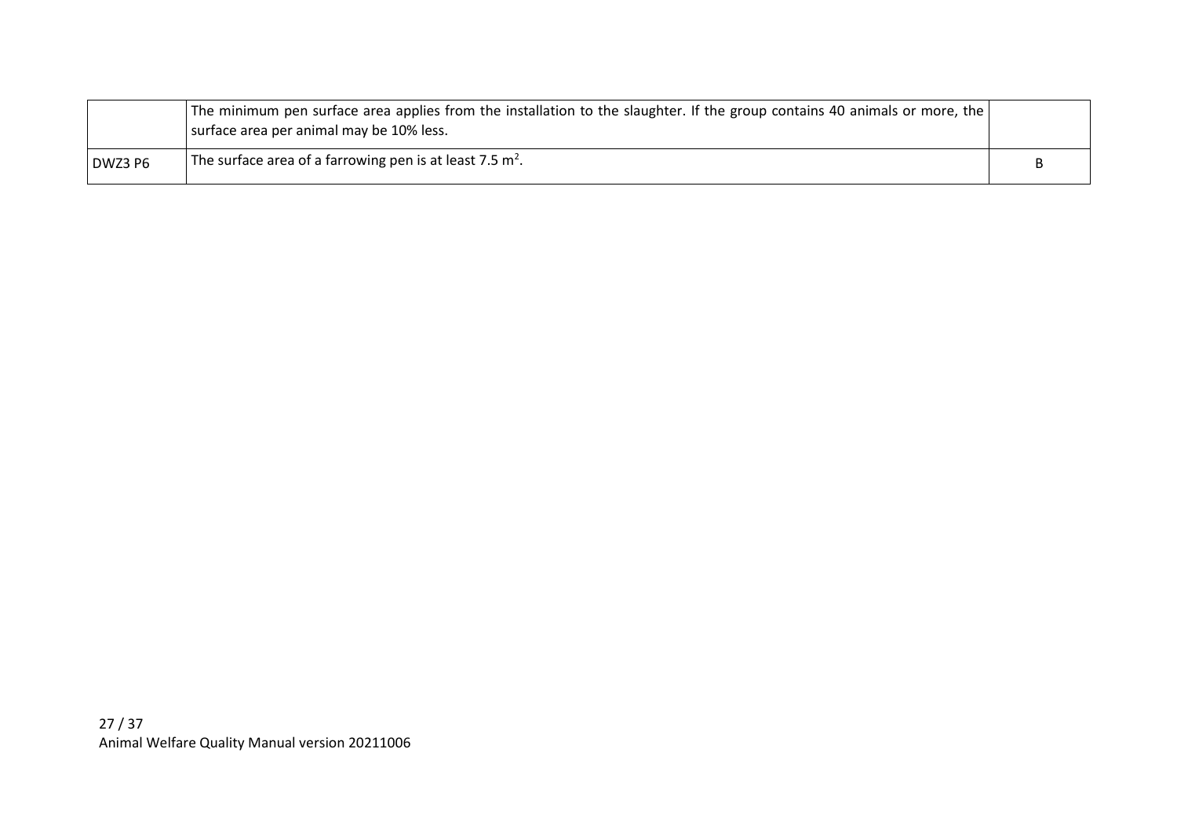| | | |
|---|---|---|
| | The minimum pen surface area applies from the installation to the slaughter. If the group contains 40 animals or more, the surface area per animal may be 10% less. | |
| DWZ3 P6 | The surface area of a farrowing pen is at least 7.5 $m^2$. | B |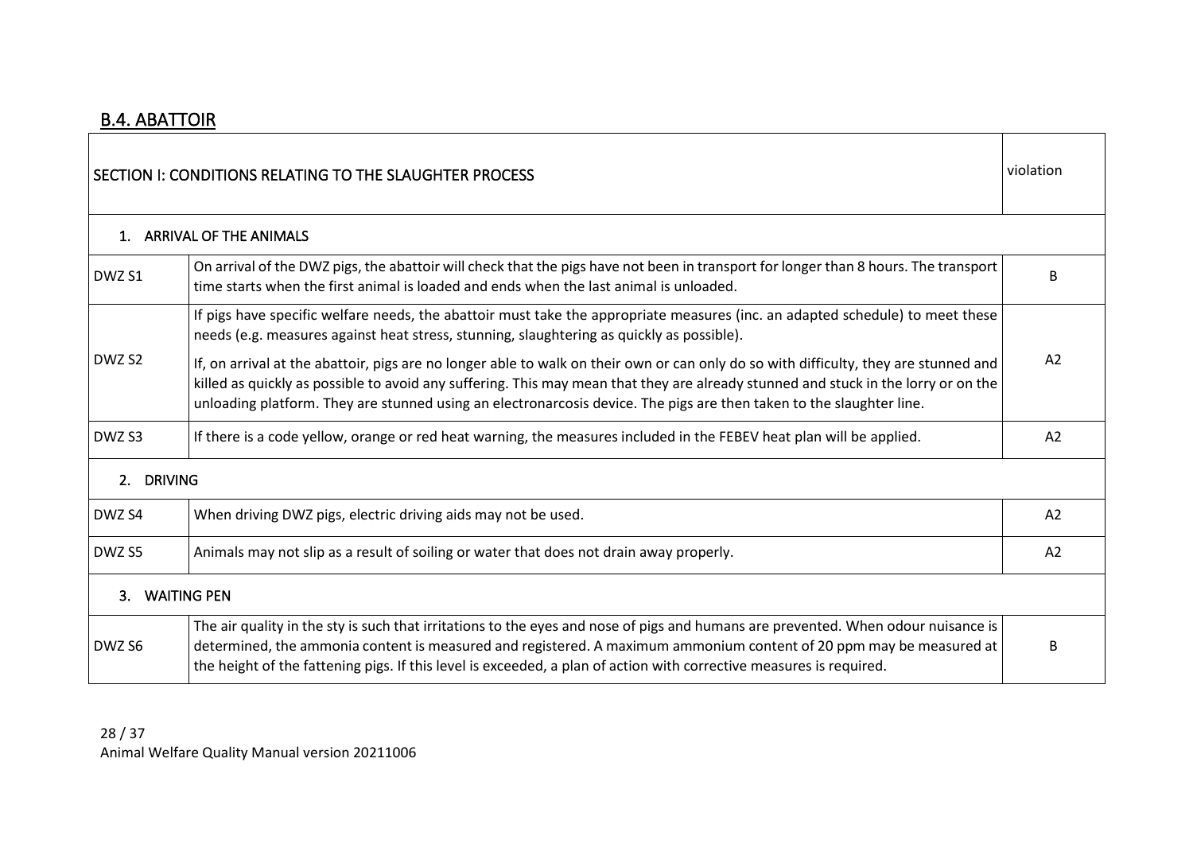## B.4. ABATTOIR

| SECTION I: CONDITIONS RELATING TO THE SLAUGHTER PROCESS | | violation |
|---|---|---|
| **1. ARRIVAL OF THE ANIMALS** | | |
| DWZ S1 | On arrival of the DWZ pigs, the abattoir will check that the pigs have not been in transport for longer than 8 hours. The transport time starts when the first animal is loaded and ends when the last animal is unloaded. | B |
| DWZ S2 | If pigs have specific welfare needs, the abattoir must take the appropriate measures (inc. an adapted schedule) to meet these needs (e.g. measures against heat stress, stunning, slaughtering as quickly as possible).<br><br>If, on arrival at the abattoir, pigs are no longer able to walk on their own or can only do so with difficulty, they are stunned and killed as quickly as possible to avoid any suffering. This may mean that they are already stunned and stuck in the lorry or on the unloading platform. They are stunned using an electronarcosis device. The pigs are then taken to the slaughter line. | A2 |
| DWZ S3 | If there is a code yellow, orange or red heat warning, the measures included in the FEBEV heat plan will be applied. | A2 |
| **2. DRIVING** | | |
| DWZ S4 | When driving DWZ pigs, electric driving aids may not be used. | A2 |
| DWZ S5 | Animals may not slip as a result of soiling or water that does not drain away properly. | A2 |
| **3. WAITING PEN** | | |
| DWZ S6 | The air quality in the sty is such that irritations to the eyes and nose of pigs and humans are prevented. When odour nuisance is determined, the ammonia content is measured and registered. A maximum ammonium content of 20 ppm may be measured at the height of the fattening pigs. If this level is exceeded, a plan of action with corrective measures is required. | B |

Animal Welfare Quality Manual version 20211006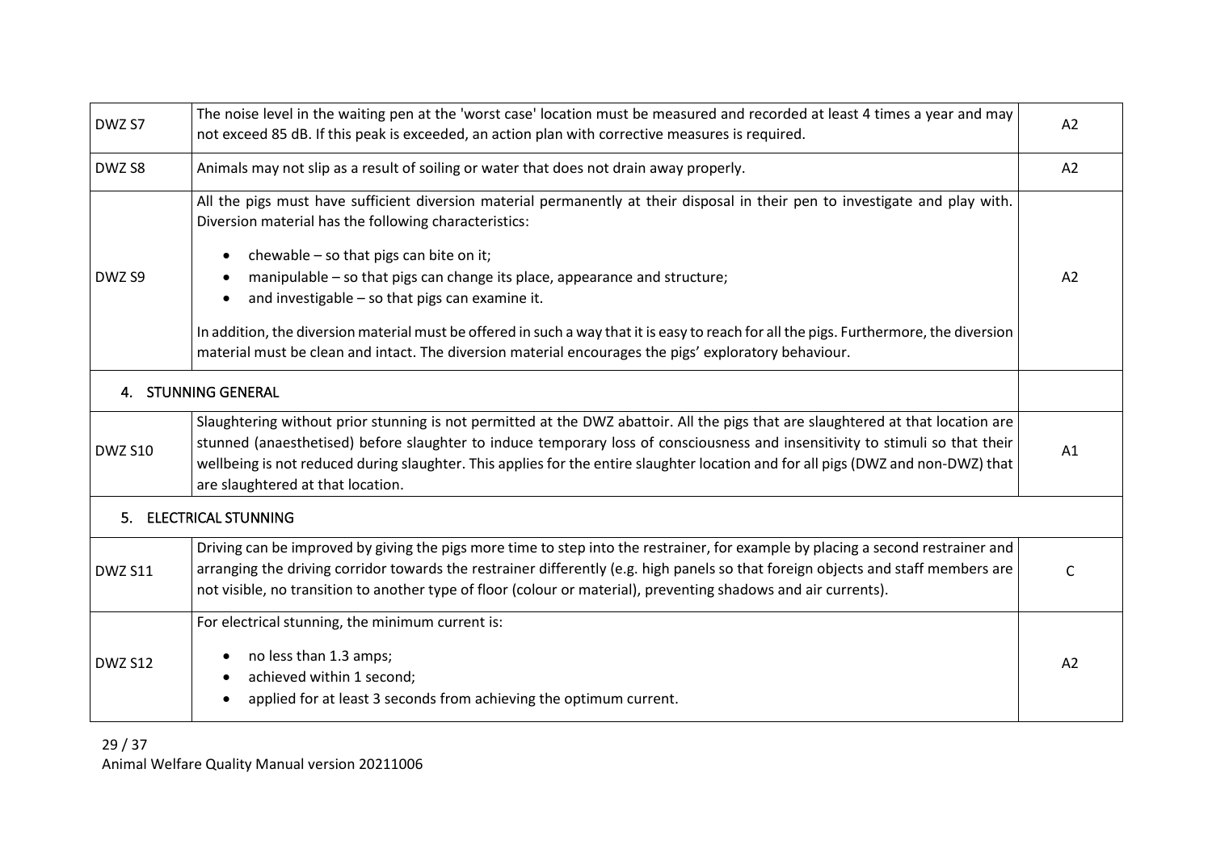| | | |
|---|---|---|
| DWZ S7 | The noise level in the waiting pen at the 'worst case' location must be measured and recorded at least 4 times a year and may not exceed 85 dB. If this peak is exceeded, an action plan with corrective measures is required. | A2 |
| DWZ S8 | Animals may not slip as a result of soiling or water that does not drain away properly. | A2 |
| DWZ S9 | All the pigs must have sufficient diversion material permanently at their disposal in their pen to investigate and play with. Diversion material has the following characteristics:<br>• chewable – so that pigs can bite on it;<br>• manipulable – so that pigs can change its place, appearance and structure;<br>• and investigable – so that pigs can examine it.<br><br>In addition, the diversion material must be offered in such a way that it is easy to reach for all the pigs. Furthermore, the diversion material must be clean and intact. The diversion material encourages the pigs' exploratory behaviour. | A2 |
| **4. STUNNING GENERAL** | | |
| DWZ S10 | Slaughtering without prior stunning is not permitted at the DWZ abattoir. All the pigs that are slaughtered at that location are stunned (anaesthetised) before slaughter to induce temporary loss of consciousness and insensitivity to stimuli so that their wellbeing is not reduced during slaughter. This applies for the entire slaughter location and for all pigs (DWZ and non-DWZ) that are slaughtered at that location. | A1 |
| **5. ELECTRICAL STUNNING** | | |
| DWZ S11 | Driving can be improved by giving the pigs more time to step into the restrainer, for example by placing a second restrainer and arranging the driving corridor towards the restrainer differently (e.g. high panels so that foreign objects and staff members are not visible, no transition to another type of floor (colour or material), preventing shadows and air currents). | C |
| DWZ S12 | For electrical stunning, the minimum current is:<br>• no less than 1.3 amps;<br>• achieved within 1 second;<br>• applied for at least 3 seconds from achieving the optimum current. | A2 |

Animal Welfare Quality Manual version 20211006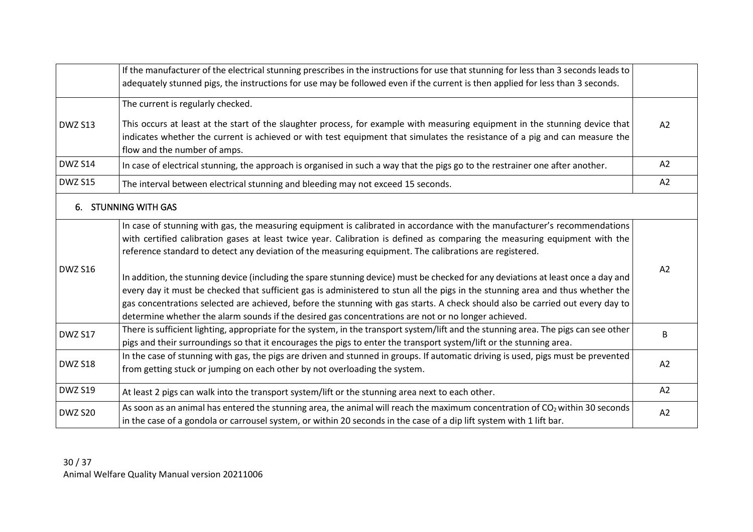|  |  |  |
|---|---|---|
|  | If the manufacturer of the electrical stunning prescribes in the instructions for use that stunning for less than 3 seconds leads to adequately stunned pigs, the instructions for use may be followed even if the current is then applied for less than 3 seconds. |  |
| DWZ S13 | The current is regularly checked.<br><br>This occurs at least at the start of the slaughter process, for example with measuring equipment in the stunning device that indicates whether the current is achieved or with test equipment that simulates the resistance of a pig and can measure the flow and the number of amps. | A2 |
| DWZ S14 | In case of electrical stunning, the approach is organised in such a way that the pigs go to the restrainer one after another. | A2 |
| DWZ S15 | The interval between electrical stunning and bleeding may not exceed 15 seconds. | A2 |

## 6. STUNNING WITH GAS

|  |  |  |
|---|---|---|
| DWZ S16 | In case of stunning with gas, the measuring equipment is calibrated in accordance with the manufacturer's recommendations with certified calibration gases at least twice year. Calibration is defined as comparing the measuring equipment with the reference standard to detect any deviation of the measuring equipment. The calibrations are registered.<br><br>In addition, the stunning device (including the spare stunning device) must be checked for any deviations at least once a day and every day it must be checked that sufficient gas is administered to stun all the pigs in the stunning area and thus whether the gas concentrations selected are achieved, before the stunning with gas starts. A check should also be carried out every day to determine whether the alarm sounds if the desired gas concentrations are not or no longer achieved. | A2 |
| DWZ S17 | There is sufficient lighting, appropriate for the system, in the transport system/lift and the stunning area. The pigs can see other pigs and their surroundings so that it encourages the pigs to enter the transport system/lift or the stunning area. | B |
| DWZ S18 | In the case of stunning with gas, the pigs are driven and stunned in groups. If automatic driving is used, pigs must be prevented from getting stuck or jumping on each other by not overloading the system. | A2 |
| DWZ S19 | At least 2 pigs can walk into the transport system/lift or the stunning area next to each other. | A2 |
| DWZ S20 | As soon as an animal has entered the stunning area, the animal will reach the maximum concentration of $CO_2$ within 30 seconds in the case of a gondola or carrousel system, or within 20 seconds in the case of a dip lift system with 1 lift bar. | A2 |

Animal Welfare Quality Manual version 20211006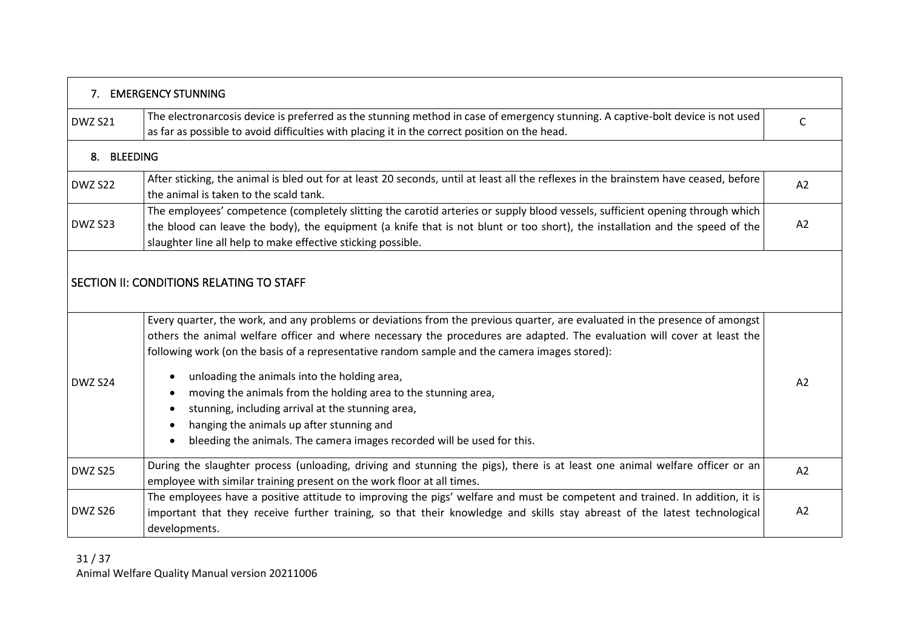| 7. EMERGENCY STUNNING | | |
|---|---|---|
| DWZ S21 | The electronarcosis device is preferred as the stunning method in case of emergency stunning. A captive-bolt device is not used as far as possible to avoid difficulties with placing it in the correct position on the head. | C |
| **8. BLEEDING** | | |
| DWZ S22 | After sticking, the animal is bled out for at least 20 seconds, until at least all the reflexes in the brainstem have ceased, before the animal is taken to the scald tank. | A2 |
| DWZ S23 | The employees' competence (completely slitting the carotid arteries or supply blood vessels, sufficient opening through which the blood can leave the body), the equipment (a knife that is not blunt or too short), the installation and the speed of the slaughter line all help to make effective sticking possible. | A2 |
| **SECTION II: CONDITIONS RELATING TO STAFF** | | |
| DWZ S24 | Every quarter, the work, and any problems or deviations from the previous quarter, are evaluated in the presence of amongst others the animal welfare officer and where necessary the procedures are adapted. The evaluation will cover at least the following work (on the basis of a representative random sample and the camera images stored):<br>• unloading the animals into the holding area,<br>• moving the animals from the holding area to the stunning area,<br>• stunning, including arrival at the stunning area,<br>• hanging the animals up after stunning and<br>• bleeding the animals. The camera images recorded will be used for this. | A2 |
| DWZ S25 | During the slaughter process (unloading, driving and stunning the pigs), there is at least one animal welfare officer or an employee with similar training present on the work floor at all times. | A2 |
| DWZ S26 | The employees have a positive attitude to improving the pigs' welfare and must be competent and trained. In addition, it is important that they receive further training, so that their knowledge and skills stay abreast of the latest technological developments. | A2 |

Animal Welfare Quality Manual version 20211006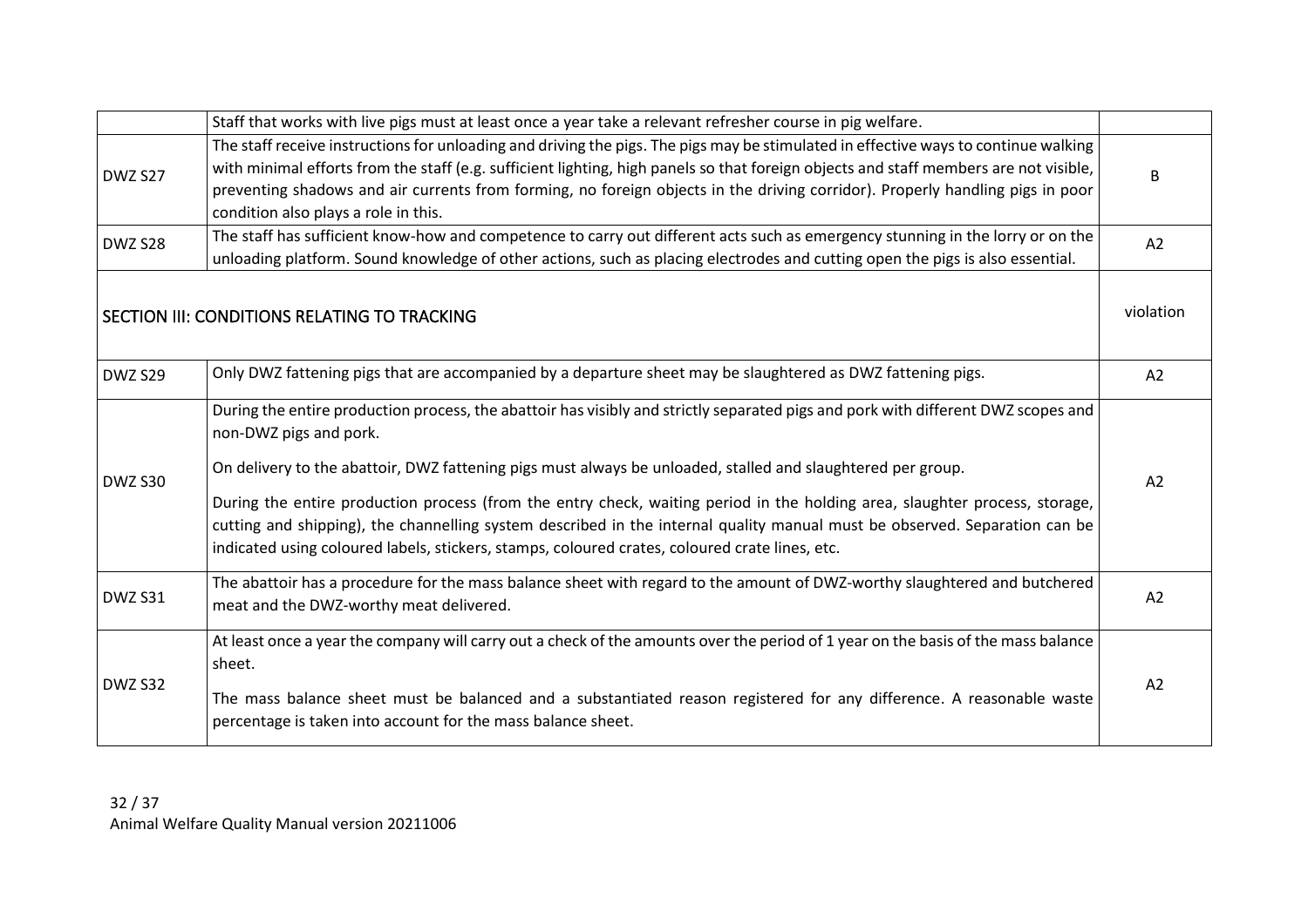| | | |
|---|---|---|
| | Staff that works with live pigs must at least once a year take a relevant refresher course in pig welfare. | |
| DWZ S27 | The staff receive instructions for unloading and driving the pigs. The pigs may be stimulated in effective ways to continue walking with minimal efforts from the staff (e.g. sufficient lighting, high panels so that foreign objects and staff members are not visible, preventing shadows and air currents from forming, no foreign objects in the driving corridor). Properly handling pigs in poor condition also plays a role in this. | B |
| DWZ S28 | The staff has sufficient know-how and competence to carry out different acts such as emergency stunning in the lorry or on the unloading platform. Sound knowledge of other actions, such as placing electrodes and cutting open the pigs is also essential. | A2 |
| **SECTION III: CONDITIONS RELATING TO TRACKING** | | violation |
| DWZ S29 | Only DWZ fattening pigs that are accompanied by a departure sheet may be slaughtered as DWZ fattening pigs. | A2 |
| DWZ S30 | During the entire production process, the abattoir has visibly and strictly separated pigs and pork with different DWZ scopes and non-DWZ pigs and pork.<br><br>On delivery to the abattoir, DWZ fattening pigs must always be unloaded, stalled and slaughtered per group.<br><br>During the entire production process (from the entry check, waiting period in the holding area, slaughter process, storage, cutting and shipping), the channelling system described in the internal quality manual must be observed. Separation can be indicated using coloured labels, stickers, stamps, coloured crates, coloured crate lines, etc. | A2 |
| DWZ S31 | The abattoir has a procedure for the mass balance sheet with regard to the amount of DWZ-worthy slaughtered and butchered meat and the DWZ-worthy meat delivered. | A2 |
| DWZ S32 | At least once a year the company will carry out a check of the amounts over the period of 1 year on the basis of the mass balance sheet.<br><br>The mass balance sheet must be balanced and a substantiated reason registered for any difference. A reasonable waste percentage is taken into account for the mass balance sheet. | A2 |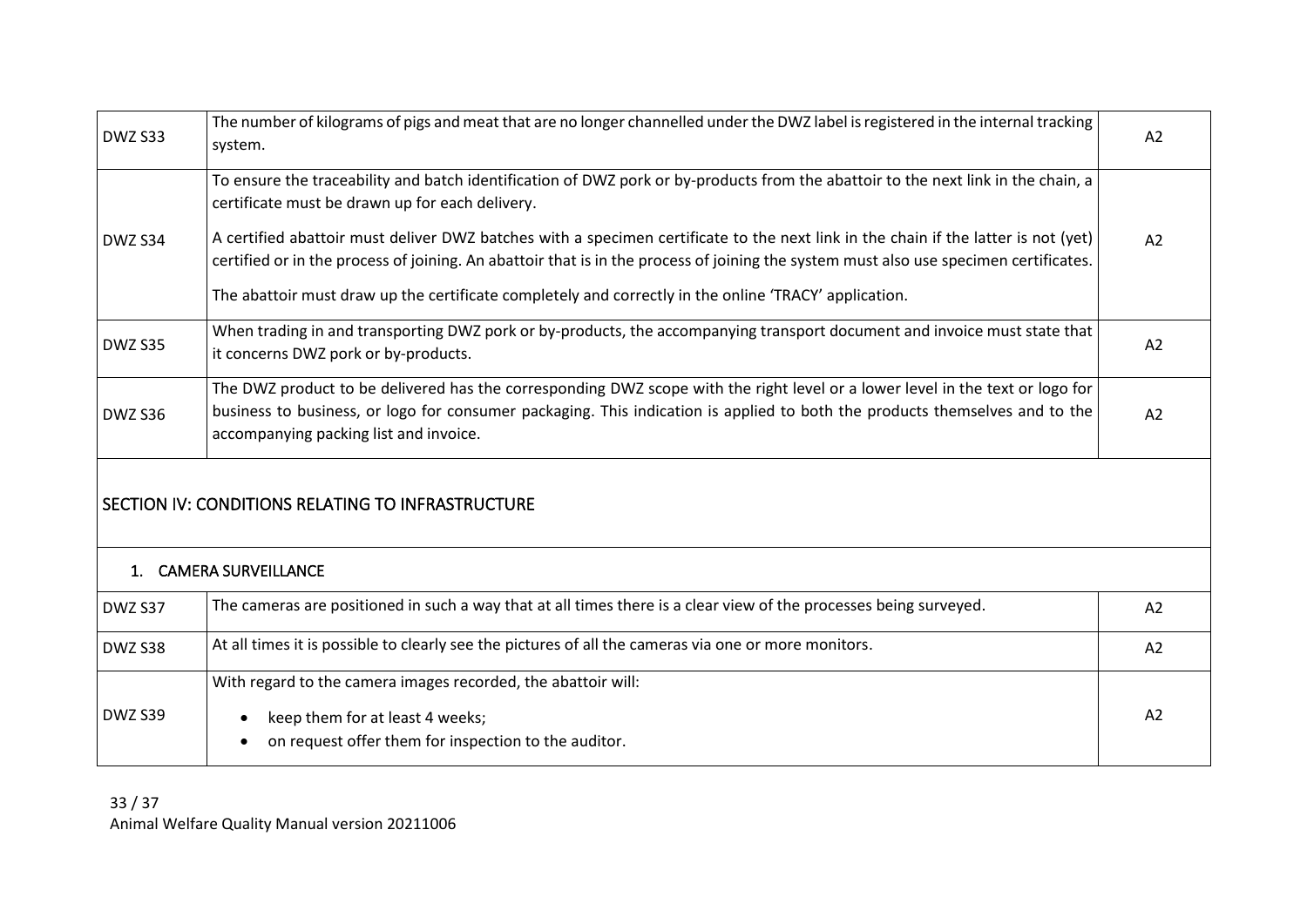| | | |
|---|---|---|
| DWZ S33 | The number of kilograms of pigs and meat that are no longer channelled under the DWZ label is registered in the internal tracking system. | A2 |
| DWZ S34 | To ensure the traceability and batch identification of DWZ pork or by-products from the abattoir to the next link in the chain, a certificate must be drawn up for each delivery.<br><br>A certified abattoir must deliver DWZ batches with a specimen certificate to the next link in the chain if the latter is not (yet) certified or in the process of joining. An abattoir that is in the process of joining the system must also use specimen certificates.<br><br>The abattoir must draw up the certificate completely and correctly in the online 'TRACY' application. | A2 |
| DWZ S35 | When trading in and transporting DWZ pork or by-products, the accompanying transport document and invoice must state that it concerns DWZ pork or by-products. | A2 |
| DWZ S36 | The DWZ product to be delivered has the corresponding DWZ scope with the right level or a lower level in the text or logo for business to business, or logo for consumer packaging. This indication is applied to both the products themselves and to the accompanying packing list and invoice. | A2 |

## SECTION IV: CONDITIONS RELATING TO INFRASTRUCTURE

### 1. CAMERA SURVEILLANCE

| | | |
|---|---|---|
| DWZ S37 | The cameras are positioned in such a way that at all times there is a clear view of the processes being surveyed. | A2 |
| DWZ S38 | At all times it is possible to clearly see the pictures of all the cameras via one or more monitors. | A2 |
| DWZ S39 | With regard to the camera images recorded, the abattoir will:<br>• keep them for at least 4 weeks;<br>• on request offer them for inspection to the auditor. | A2 |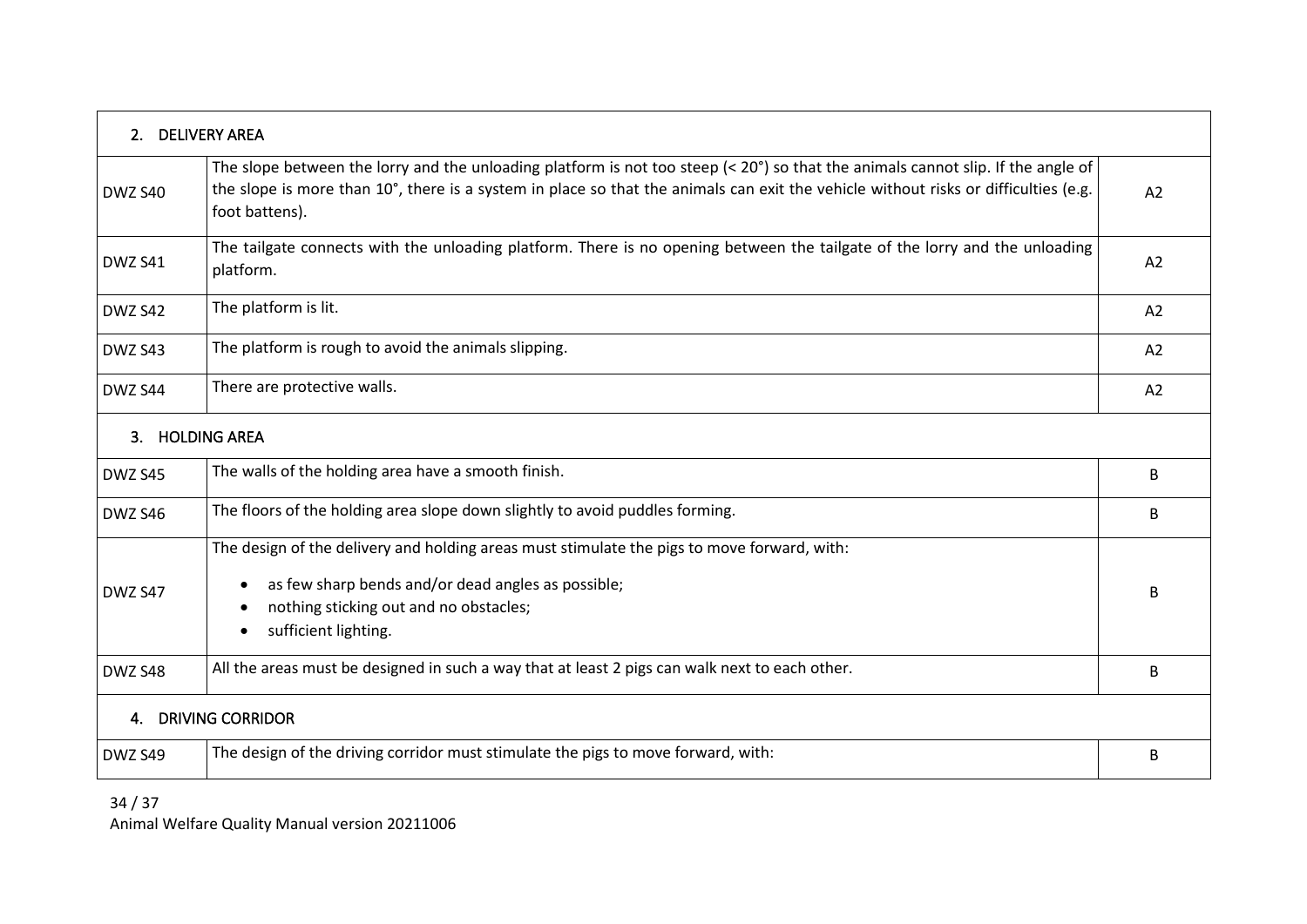| 2. DELIVERY AREA | | |
|---|---|---|
| DWZ S40 | The slope between the lorry and the unloading platform is not too steep (< 20°) so that the animals cannot slip. If the angle of the slope is more than 10°, there is a system in place so that the animals can exit the vehicle without risks or difficulties (e.g. foot battens). | A2 |
| DWZ S41 | The tailgate connects with the unloading platform. There is no opening between the tailgate of the lorry and the unloading platform. | A2 |
| DWZ S42 | The platform is lit. | A2 |
| DWZ S43 | The platform is rough to avoid the animals slipping. | A2 |
| DWZ S44 | There are protective walls. | A2 |
| **3. HOLDING AREA** | | |
| DWZ S45 | The walls of the holding area have a smooth finish. | B |
| DWZ S46 | The floors of the holding area slope down slightly to avoid puddles forming. | B |
| DWZ S47 | The design of the delivery and holding areas must stimulate the pigs to move forward, with:<br>• as few sharp bends and/or dead angles as possible;<br>• nothing sticking out and no obstacles;<br>• sufficient lighting. | B |
| DWZ S48 | All the areas must be designed in such a way that at least 2 pigs can walk next to each other. | B |
| **4. DRIVING CORRIDOR** | | |
| DWZ S49 | The design of the driving corridor must stimulate the pigs to move forward, with: | B |

Animal Welfare Quality Manual version 20211006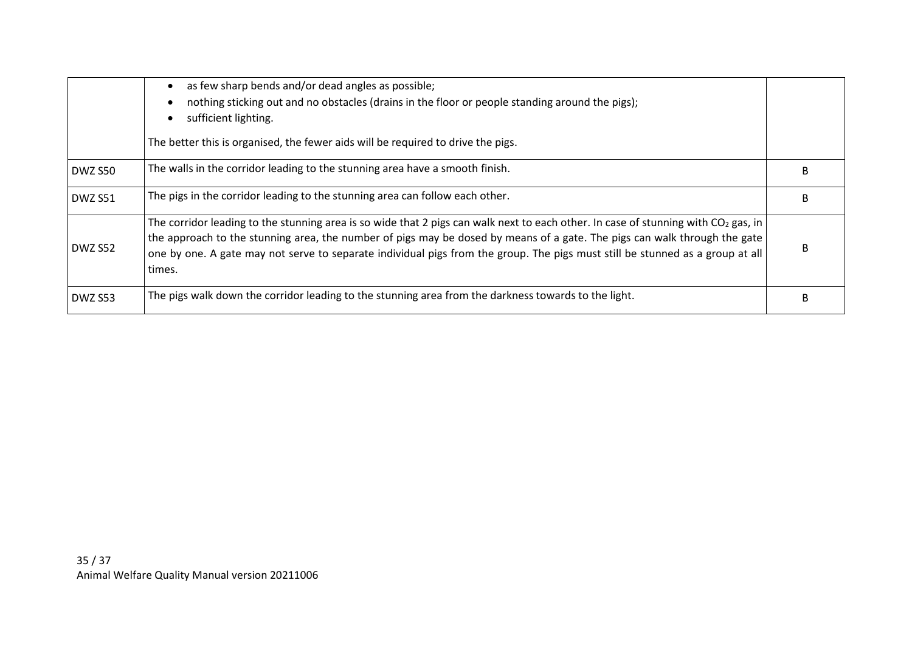| | | |
|---|---|---|
| | • as few sharp bends and/or dead angles as possible;<br>• nothing sticking out and no obstacles (drains in the floor or people standing around the pigs);<br>• sufficient lighting.<br><br>The better this is organised, the fewer aids will be required to drive the pigs. | |
| DWZ S50 | The walls in the corridor leading to the stunning area have a smooth finish. | B |
| DWZ S51 | The pigs in the corridor leading to the stunning area can follow each other. | B |
| DWZ S52 | The corridor leading to the stunning area is so wide that 2 pigs can walk next to each other. In case of stunning with $CO_2$ gas, in the approach to the stunning area, the number of pigs may be dosed by means of a gate. The pigs can walk through the gate one by one. A gate may not serve to separate individual pigs from the group. The pigs must still be stunned as a group at all times. | B |
| DWZ S53 | The pigs walk down the corridor leading to the stunning area from the darkness towards to the light. | B |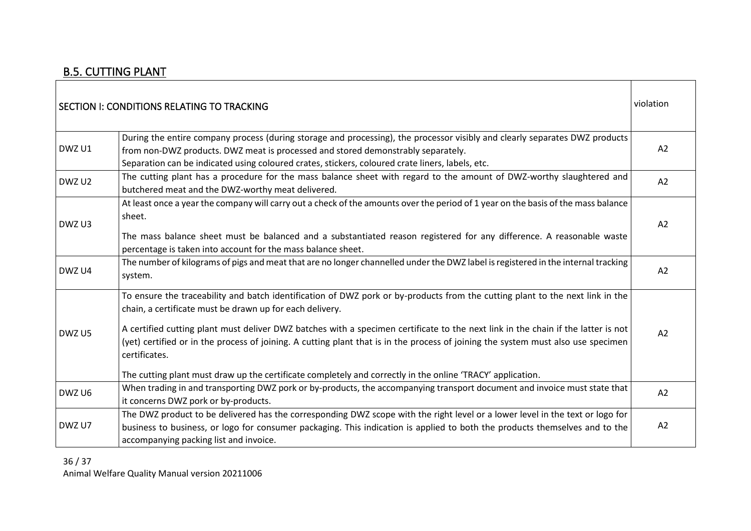## B.5. CUTTING PLANT

| SECTION I: CONDITIONS RELATING TO TRACKING | | violation |
|---|---|---|
| DWZ U1 | During the entire company process (during storage and processing), the processor visibly and clearly separates DWZ products from non-DWZ products. DWZ meat is processed and stored demonstrably separately.<br>Separation can be indicated using coloured crates, stickers, coloured crate liners, labels, etc. | A2 |
| DWZ U2 | The cutting plant has a procedure for the mass balance sheet with regard to the amount of DWZ-worthy slaughtered and butchered meat and the DWZ-worthy meat delivered. | A2 |
| DWZ U3 | At least once a year the company will carry out a check of the amounts over the period of 1 year on the basis of the mass balance sheet.<br><br>The mass balance sheet must be balanced and a substantiated reason registered for any difference. A reasonable waste percentage is taken into account for the mass balance sheet. | A2 |
| DWZ U4 | The number of kilograms of pigs and meat that are no longer channelled under the DWZ label is registered in the internal tracking system. | A2 |
| DWZ U5 | To ensure the traceability and batch identification of DWZ pork or by-products from the cutting plant to the next link in the chain, a certificate must be drawn up for each delivery.<br><br>A certified cutting plant must deliver DWZ batches with a specimen certificate to the next link in the chain if the latter is not (yet) certified or in the process of joining. A cutting plant that is in the process of joining the system must also use specimen certificates.<br><br>The cutting plant must draw up the certificate completely and correctly in the online 'TRACY' application. | A2 |
| DWZ U6 | When trading in and transporting DWZ pork or by-products, the accompanying transport document and invoice must state that it concerns DWZ pork or by-products. | A2 |
| DWZ U7 | The DWZ product to be delivered has the corresponding DWZ scope with the right level or a lower level in the text or logo for business to business, or logo for consumer packaging. This indication is applied to both the products themselves and to the accompanying packing list and invoice. | A2 |

Animal Welfare Quality Manual version 20211006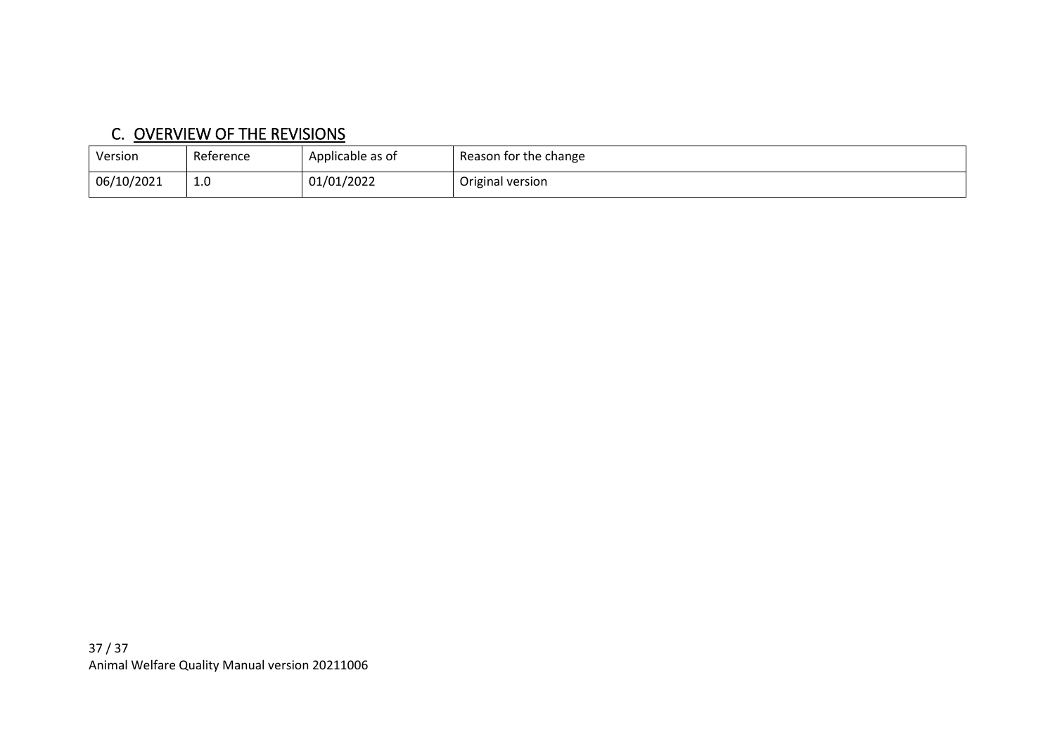## C. OVERVIEW OF THE REVISIONS

| Version | Reference | Applicable as of | Reason for the change |
|---|---|---|---|
| 06/10/2021 | 1.0 | 01/01/2022 | Original version |